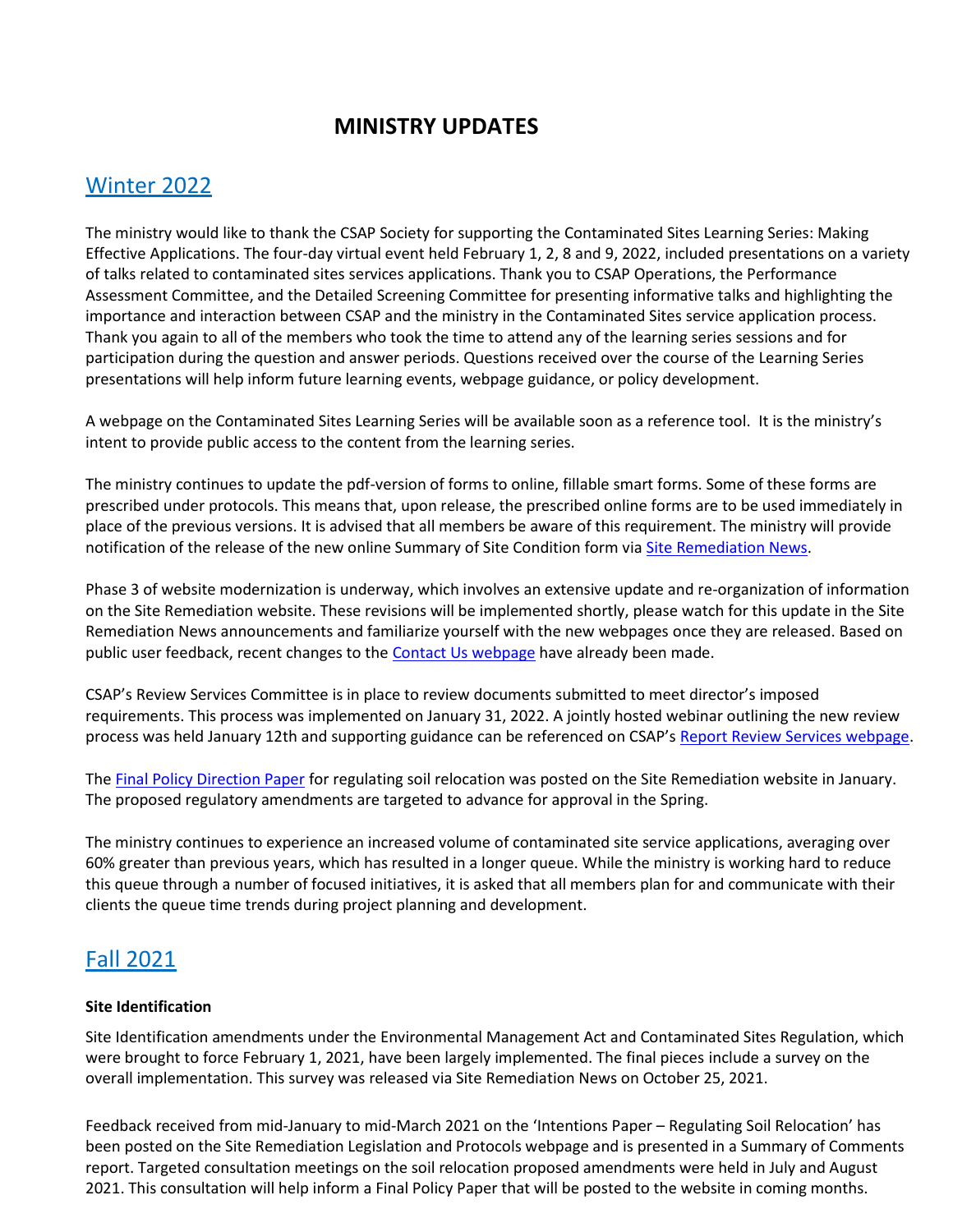# MINISTRY UPDATES

## Winter 2022

The ministry would like to thank the CSAP Society for supporting the Contaminated Sites Learning Series: Making Effective Applications. The four-day virtual event held February 1, 2, 8 and 9, 2022, included presentations on a variety of talks related to contaminated sites services applications. Thank you to CSAP Operations, the Performance Assessment Committee, and the Detailed Screening Committee for presenting informative talks and highlighting the importance and interaction between CSAP and the ministry in the Contaminated Sites service application process. Thank you again to all of the members who took the time to attend any of the learning series sessions and for participation during the question and answer periods. Questions received over the course of the Learning Series presentations will help inform future learning events, webpage guidance, or policy development.

A webpage on the Contaminated Sites Learning Series will be available soon as a reference tool. It is the ministry's intent to provide public access to the content from the learning series.

The ministry continues to update the pdf-version of forms to online, fillable smart forms. Some of these forms are prescribed under protocols. This means that, upon release, the prescribed online forms are to be used immediately in place of the previous versions. It is advised that all members be aware of this requirement. The ministry will provide notification of the release of the new online Summary of Site Condition form via Site Remediation News.

Phase 3 of website modernization is underway, which involves an extensive update and re-organization of information on the Site Remediation website. These revisions will be implemented shortly, please watch for this update in the Site Remediation News announcements and familiarize yourself with the new webpages once they are released. Based on public user feedback, recent changes to the Contact Us webpage have already been made.

CSAP's Review Services Committee is in place to review documents submitted to meet director's imposed requirements. This process was implemented on January 31, 2022. A jointly hosted webinar outlining the new review process was held January 12th and supporting guidance can be referenced on CSAP's Report Review Services webpage.

The Final Policy Direction Paper for regulating soil relocation was posted on the Site Remediation website in January. The proposed regulatory amendments are targeted to advance for approval in the Spring.

The ministry continues to experience an increased volume of contaminated site service applications, averaging over 60% greater than previous years, which has resulted in a longer queue. While the ministry is working hard to reduce this queue through a number of focused initiatives, it is asked that all members plan for and communicate with their clients the queue time trends during project planning and development.

## Fall 2021

**Site Identification**

Site Identification amendments under the Environmental Management Act and Contaminated Sites Regulation, which were brought to force February 1, 2021, have been largely implemented. The final pieces include a survey on the overall implementation. This survey was released via Site Remediation News on October 25, 2021.

Feedback received from mid-January to mid-March 2021 on the 'Intentions Paper – Regulating Soil Relocation' has been posted on the Site Remediation Legislation and Protocols webpage and is presented in a Summary of Comments report. Targeted consultation meetings on the soil relocation proposed amendments were held in July and August 2021. This consultation will help inform a Final Policy Paper that will be posted to the website in coming months.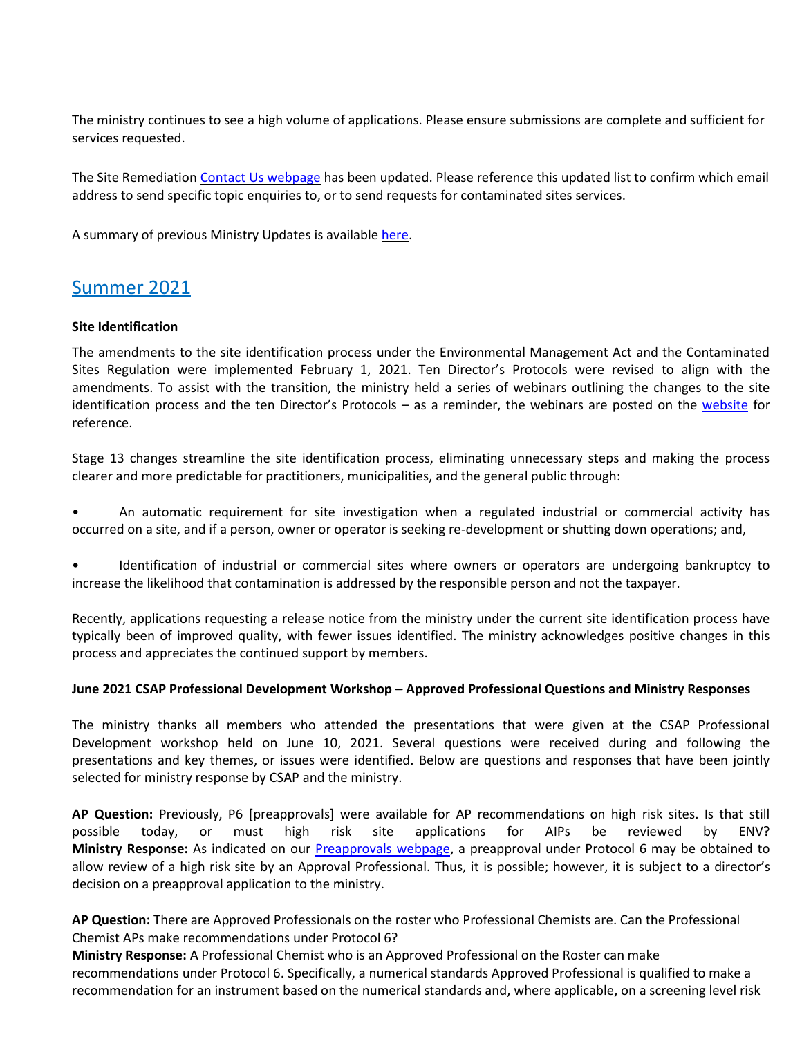The ministry continues to see a high volume of applications. Please ensure submissions are complete and sufficient for services requested.

The Site Remediation [Contact Us webpage](#) has been updated. Please reference this updated list to confirm which email address to send specific topic enquiries to, or to send requests for contaminated sites services.

A summary of previous Ministry Updates is available [here](#).

## [Summer 2021](#)

**Site Identification**

The amendments to the site identification process under the Environmental Management Act and the Contaminated Sites Regulation were implemented February 1, 2021. Ten Director's Protocols were revised to align with the amendments. To assist with the transition, the ministry held a series of webinars outlining the changes to the site identification process and the ten Director's Protocols – as a reminder, the webinars are posted on the [website](#) for reference.

Stage 13 changes streamline the site identification process, eliminating unnecessary steps and making the process clearer and more predictable for practitioners, municipalities, and the general public through:

- An automatic requirement for site investigation when a regulated industrial or commercial activity has occurred on a site, and if a person, owner or operator is seeking re-development or shutting down operations; and,
- Identification of industrial or commercial sites where owners or operators are undergoing bankruptcy to increase the likelihood that contamination is addressed by the responsible person and not the taxpayer.

Recently, applications requesting a release notice from the ministry under the current site identification process have typically been of improved quality, with fewer issues identified. The ministry acknowledges positive changes in this process and appreciates the continued support by members.

**June 2021 CSAP Professional Development Workshop – Approved Professional Questions and Ministry Responses**

The ministry thanks all members who attended the presentations that were given at the CSAP Professional Development workshop held on June 10, 2021. Several questions were received during and following the presentations and key themes, or issues were identified. Below are questions and responses that have been jointly selected for ministry response by CSAP and the ministry.

**AP Question:** Previously, P6 [preapprovals] were available for AP recommendations on high risk sites. Is that still possible today, or must high risk site applications for AIPs be reviewed by ENV?
**Ministry Response:** As indicated on our [Preapprovals webpage](#), a preapproval under Protocol 6 may be obtained to allow review of a high risk site by an Approval Professional. Thus, it is possible; however, it is subject to a director's decision on a preapproval application to the ministry.

**AP Question:** There are Approved Professionals on the roster who Professional Chemists are. Can the Professional Chemist APs make recommendations under Protocol 6?
**Ministry Response:** A Professional Chemist who is an Approved Professional on the Roster can make recommendations under Protocol 6. Specifically, a numerical standards Approved Professional is qualified to make a recommendation for an instrument based on the numerical standards and, where applicable, on a screening level risk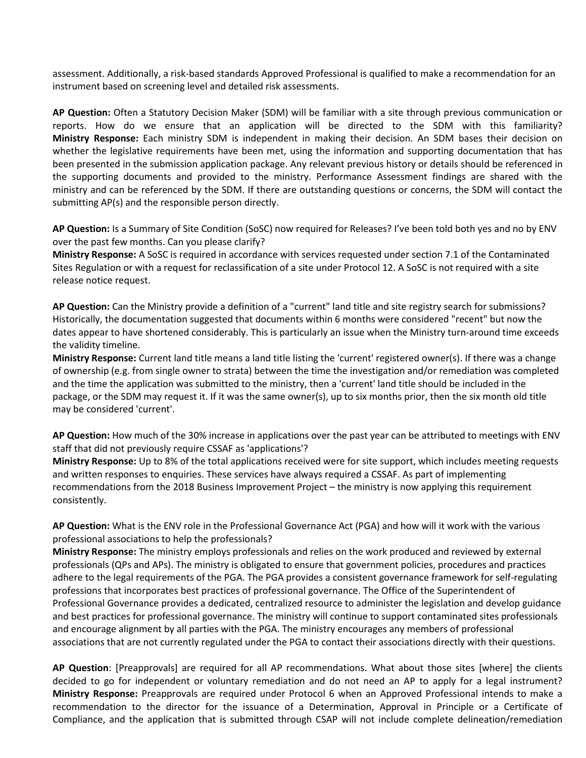assessment. Additionally, a risk-based standards Approved Professional is qualified to make a recommendation for an instrument based on screening level and detailed risk assessments.

**AP Question:** Often a Statutory Decision Maker (SDM) will be familiar with a site through previous communication or reports. How do we ensure that an application will be directed to the SDM with this familiarity?
**Ministry Response:** Each ministry SDM is independent in making their decision. An SDM bases their decision on whether the legislative requirements have been met, using the information and supporting documentation that has been presented in the submission application package. Any relevant previous history or details should be referenced in the supporting documents and provided to the ministry. Performance Assessment findings are shared with the ministry and can be referenced by the SDM. If there are outstanding questions or concerns, the SDM will contact the submitting AP(s) and the responsible person directly.

**AP Question:** Is a Summary of Site Condition (SoSC) now required for Releases? I've been told both yes and no by ENV over the past few months. Can you please clarify?
**Ministry Response:** A SoSC is required in accordance with services requested under section 7.1 of the Contaminated Sites Regulation or with a request for reclassification of a site under Protocol 12. A SoSC is not required with a site release notice request.

**AP Question:** Can the Ministry provide a definition of a "current" land title and site registry search for submissions? Historically, the documentation suggested that documents within 6 months were considered "recent" but now the dates appear to have shortened considerably. This is particularly an issue when the Ministry turn-around time exceeds the validity timeline.
**Ministry Response:** Current land title means a land title listing the 'current' registered owner(s). If there was a change of ownership (e.g. from single owner to strata) between the time the investigation and/or remediation was completed and the time the application was submitted to the ministry, then a 'current' land title should be included in the package, or the SDM may request it. If it was the same owner(s), up to six months prior, then the six month old title may be considered 'current'.

**AP Question:** How much of the 30% increase in applications over the past year can be attributed to meetings with ENV staff that did not previously require CSSAF as 'applications'?
**Ministry Response:** Up to 8% of the total applications received were for site support, which includes meeting requests and written responses to enquiries. These services have always required a CSSAF. As part of implementing recommendations from the 2018 Business Improvement Project – the ministry is now applying this requirement consistently.

**AP Question:** What is the ENV role in the Professional Governance Act (PGA) and how will it work with the various professional associations to help the professionals?
**Ministry Response:** The ministry employs professionals and relies on the work produced and reviewed by external professionals (QPs and APs). The ministry is obligated to ensure that government policies, procedures and practices adhere to the legal requirements of the PGA. The PGA provides a consistent governance framework for self-regulating professions that incorporates best practices of professional governance. The Office of the Superintendent of Professional Governance provides a dedicated, centralized resource to administer the legislation and develop guidance and best practices for professional governance. The ministry will continue to support contaminated sites professionals and encourage alignment by all parties with the PGA. The ministry encourages any members of professional associations that are not currently regulated under the PGA to contact their associations directly with their questions.

**AP Question**: [Preapprovals] are required for all AP recommendations. What about those sites [where] the clients decided to go for independent or voluntary remediation and do not need an AP to apply for a legal instrument?
**Ministry Response:** Preapprovals are required under Protocol 6 when an Approved Professional intends to make a recommendation to the director for the issuance of a Determination, Approval in Principle or a Certificate of Compliance, and the application that is submitted through CSAP will not include complete delineation/remediation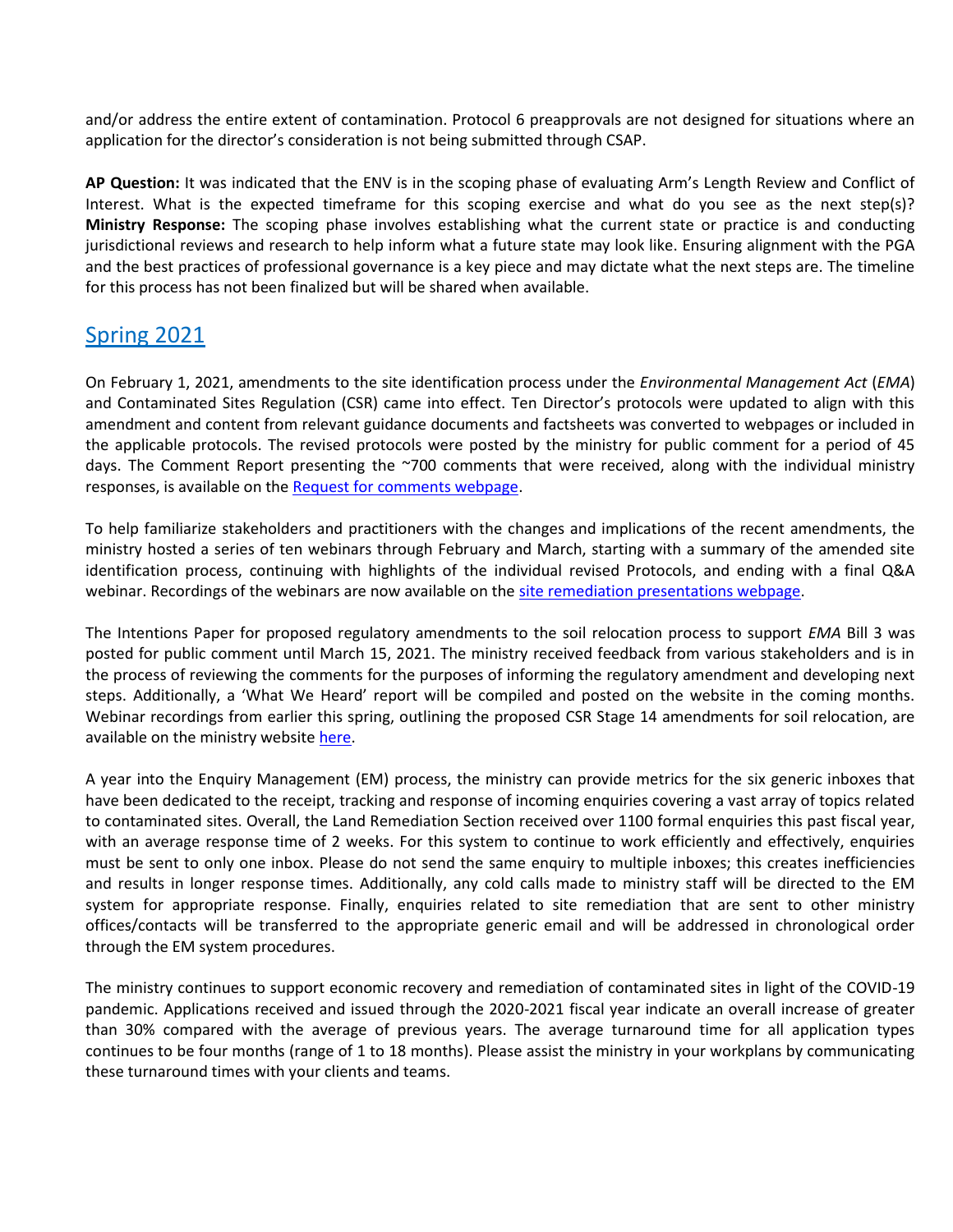and/or address the entire extent of contamination. Protocol 6 preapprovals are not designed for situations where an application for the director's consideration is not being submitted through CSAP.

**AP Question:** It was indicated that the ENV is in the scoping phase of evaluating Arm's Length Review and Conflict of Interest. What is the expected timeframe for this scoping exercise and what do you see as the next step(s)?
**Ministry Response:** The scoping phase involves establishing what the current state or practice is and conducting jurisdictional reviews and research to help inform what a future state may look like. Ensuring alignment with the PGA and the best practices of professional governance is a key piece and may dictate what the next steps are. The timeline for this process has not been finalized but will be shared when available.

## Spring 2021

On February 1, 2021, amendments to the site identification process under the *Environmental Management Act* (*EMA*) and Contaminated Sites Regulation (CSR) came into effect. Ten Director's protocols were updated to align with this amendment and content from relevant guidance documents and factsheets was converted to webpages or included in the applicable protocols. The revised protocols were posted by the ministry for public comment for a period of 45 days. The Comment Report presenting the ~700 comments that were received, along with the individual ministry responses, is available on the Request for comments webpage.

To help familiarize stakeholders and practitioners with the changes and implications of the recent amendments, the ministry hosted a series of ten webinars through February and March, starting with a summary of the amended site identification process, continuing with highlights of the individual revised Protocols, and ending with a final Q&A webinar. Recordings of the webinars are now available on the site remediation presentations webpage.

The Intentions Paper for proposed regulatory amendments to the soil relocation process to support *EMA* Bill 3 was posted for public comment until March 15, 2021. The ministry received feedback from various stakeholders and is in the process of reviewing the comments for the purposes of informing the regulatory amendment and developing next steps. Additionally, a 'What We Heard' report will be compiled and posted on the website in the coming months. Webinar recordings from earlier this spring, outlining the proposed CSR Stage 14 amendments for soil relocation, are available on the ministry website here.

A year into the Enquiry Management (EM) process, the ministry can provide metrics for the six generic inboxes that have been dedicated to the receipt, tracking and response of incoming enquiries covering a vast array of topics related to contaminated sites. Overall, the Land Remediation Section received over 1100 formal enquiries this past fiscal year, with an average response time of 2 weeks. For this system to continue to work efficiently and effectively, enquiries must be sent to only one inbox. Please do not send the same enquiry to multiple inboxes; this creates inefficiencies and results in longer response times. Additionally, any cold calls made to ministry staff will be directed to the EM system for appropriate response. Finally, enquiries related to site remediation that are sent to other ministry offices/contacts will be transferred to the appropriate generic email and will be addressed in chronological order through the EM system procedures.

The ministry continues to support economic recovery and remediation of contaminated sites in light of the COVID-19 pandemic. Applications received and issued through the 2020-2021 fiscal year indicate an overall increase of greater than 30% compared with the average of previous years. The average turnaround time for all application types continues to be four months (range of 1 to 18 months). Please assist the ministry in your workplans by communicating these turnaround times with your clients and teams.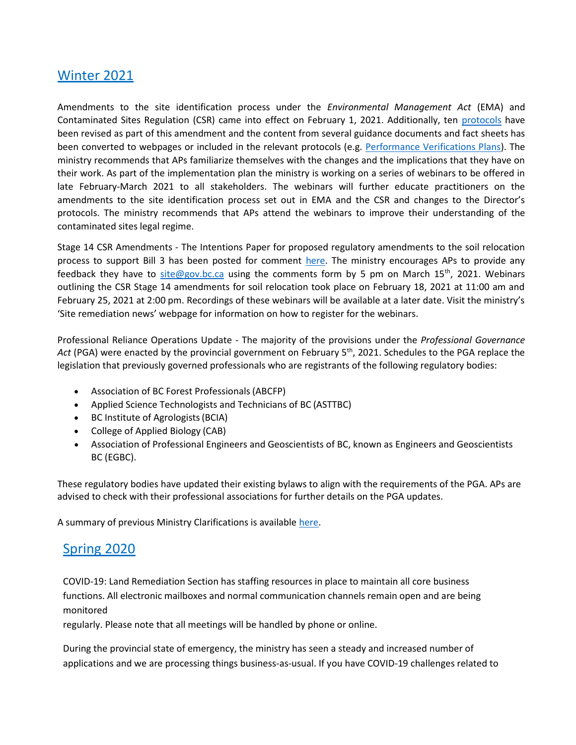## [Winter 2021]()

Amendments to the site identification process under the *Environmental Management Act* (EMA) and Contaminated Sites Regulation (CSR) came into effect on February 1, 2021. Additionally, ten [protocols]() have been revised as part of this amendment and the content from several guidance documents and fact sheets has been converted to webpages or included in the relevant protocols (e.g. [Performance Verifications Plans]()). The ministry recommends that APs familiarize themselves with the changes and the implications that they have on their work. As part of the implementation plan the ministry is working on a series of webinars to be offered in late February-March 2021 to all stakeholders. The webinars will further educate practitioners on the amendments to the site identification process set out in EMA and the CSR and changes to the Director's protocols. The ministry recommends that APs attend the webinars to improve their understanding of the contaminated sites legal regime.

Stage 14 CSR Amendments - The Intentions Paper for proposed regulatory amendments to the soil relocation process to support Bill 3 has been posted for comment [here](). The ministry encourages APs to provide any feedback they have to [site@gov.bc.ca](mailto:site@gov.bc.ca) using the comments form by 5 pm on March 15th, 2021. Webinars outlining the CSR Stage 14 amendments for soil relocation took place on February 18, 2021 at 11:00 am and February 25, 2021 at 2:00 pm. Recordings of these webinars will be available at a later date. Visit the ministry's 'Site remediation news' webpage for information on how to register for the webinars.

Professional Reliance Operations Update - The majority of the provisions under the *Professional Governance Act* (PGA) were enacted by the provincial government on February 5th, 2021. Schedules to the PGA replace the legislation that previously governed professionals who are registrants of the following regulatory bodies:

- Association of BC Forest Professionals (ABCFP)
- Applied Science Technologists and Technicians of BC (ASTTBC)
- BC Institute of Agrologists (BCIA)
- College of Applied Biology (CAB)
- Association of Professional Engineers and Geoscientists of BC, known as Engineers and Geoscientists BC (EGBC).

These regulatory bodies have updated their existing bylaws to align with the requirements of the PGA. APs are advised to check with their professional associations for further details on the PGA updates.

A summary of previous Ministry Clarifications is available [here]().

## [Spring 2020]()

COVID-19: Land Remediation Section has staffing resources in place to maintain all core business functions. All electronic mailboxes and normal communication channels remain open and are being monitored regularly. Please note that all meetings will be handled by phone or online.

During the provincial state of emergency, the ministry has seen a steady and increased number of applications and we are processing things business-as-usual. If you have COVID-19 challenges related to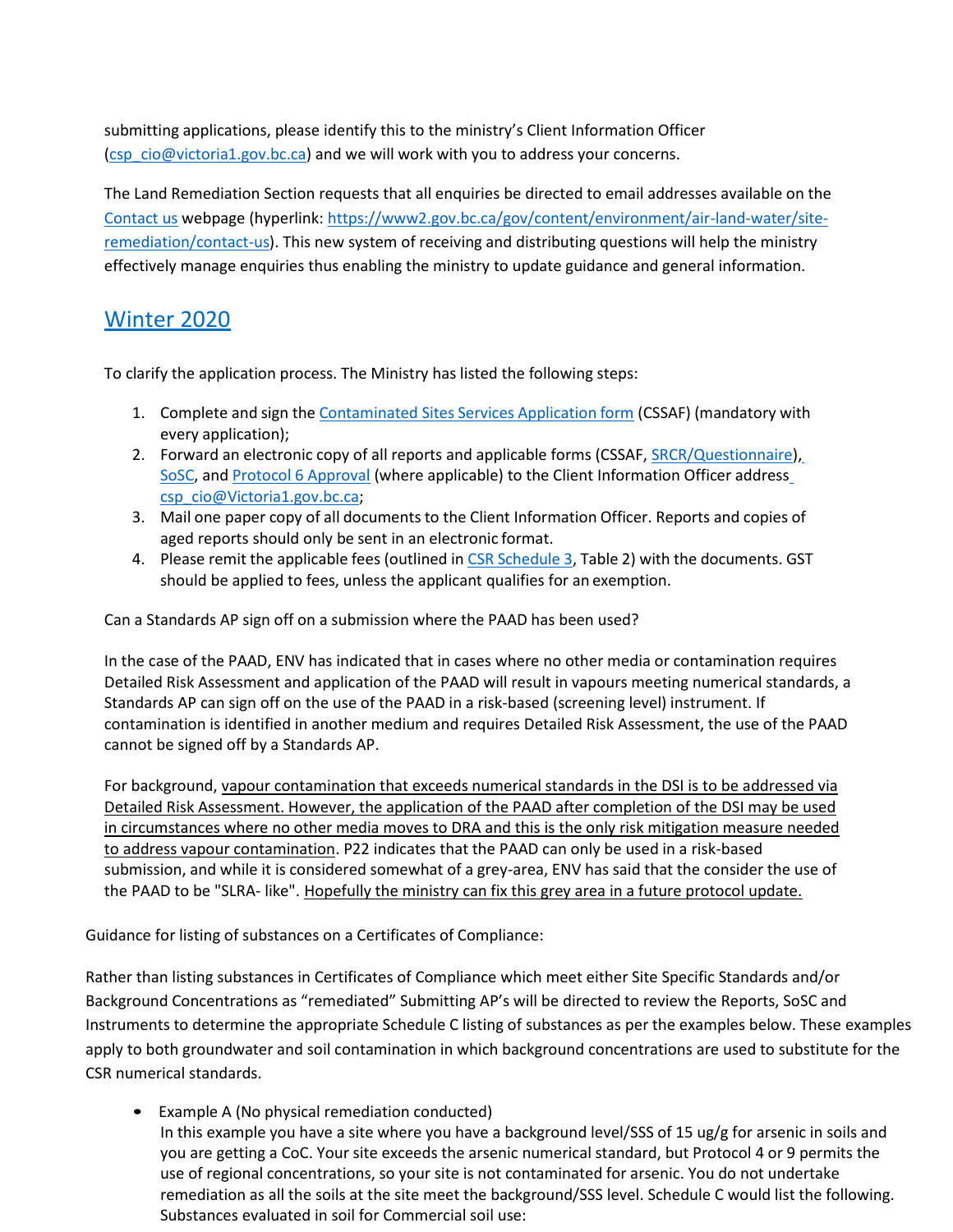submitting applications, please identify this to the ministry's Client Information Officer (csp_cio@victoria1.gov.bc.ca) and we will work with you to address your concerns.

The Land Remediation Section requests that all enquiries be directed to email addresses available on the Contact us webpage (hyperlink: https://www2.gov.bc.ca/gov/content/environment/air-land-water/site-remediation/contact-us). This new system of receiving and distributing questions will help the ministry effectively manage enquiries thus enabling the ministry to update guidance and general information.

## Winter 2020

To clarify the application process. The Ministry has listed the following steps:

1. Complete and sign the Contaminated Sites Services Application form (CSSAF) (mandatory with every application);
2. Forward an electronic copy of all reports and applicable forms (CSSAF, SRCR/Questionnaire), SoSC, and Protocol 6 Approval (where applicable) to the Client Information Officer address csp_cio@Victoria1.gov.bc.ca;
3. Mail one paper copy of all documents to the Client Information Officer. Reports and copies of aged reports should only be sent in an electronic format.
4. Please remit the applicable fees (outlined in CSR Schedule 3, Table 2) with the documents. GST should be applied to fees, unless the applicant qualifies for an exemption.

Can a Standards AP sign off on a submission where the PAAD has been used?

In the case of the PAAD, ENV has indicated that in cases where no other media or contamination requires Detailed Risk Assessment and application of the PAAD will result in vapours meeting numerical standards, a Standards AP can sign off on the use of the PAAD in a risk-based (screening level) instrument. If contamination is identified in another medium and requires Detailed Risk Assessment, the use of the PAAD cannot be signed off by a Standards AP.

For background, vapour contamination that exceeds numerical standards in the DSI is to be addressed via Detailed Risk Assessment. However, the application of the PAAD after completion of the DSI may be used in circumstances where no other media moves to DRA and this is the only risk mitigation measure needed to address vapour contamination. P22 indicates that the PAAD can only be used in a risk-based submission, and while it is considered somewhat of a grey-area, ENV has said that the consider the use of the PAAD to be "SLRA- like". Hopefully the ministry can fix this grey area in a future protocol update.

Guidance for listing of substances on a Certificates of Compliance:

Rather than listing substances in Certificates of Compliance which meet either Site Specific Standards and/or Background Concentrations as "remediated" Submitting AP's will be directed to review the Reports, SoSC and Instruments to determine the appropriate Schedule C listing of substances as per the examples below. These examples apply to both groundwater and soil contamination in which background concentrations are used to substitute for the CSR numerical standards.

- Example A (No physical remediation conducted)
  In this example you have a site where you have a background level/SSS of 15 ug/g for arsenic in soils and you are getting a CoC. Your site exceeds the arsenic numerical standard, but Protocol 4 or 9 permits the use of regional concentrations, so your site is not contaminated for arsenic. You do not undertake remediation as all the soils at the site meet the background/SSS level. Schedule C would list the following. Substances evaluated in soil for Commercial soil use: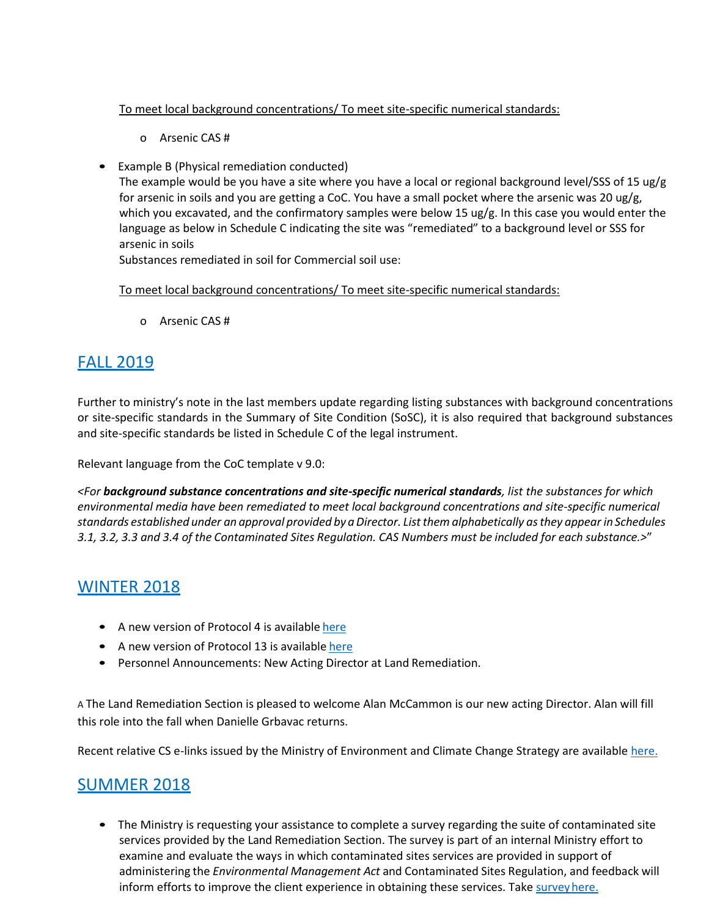To meet local background concentrations/ To meet site-specific numerical standards:

- Arsenic CAS #

- Example B (Physical remediation conducted)
  The example would be you have a site where you have a local or regional background level/SSS of 15 ug/g for arsenic in soils and you are getting a CoC. You have a small pocket where the arsenic was 20 ug/g, which you excavated, and the confirmatory samples were below 15 ug/g. In this case you would enter the language as below in Schedule C indicating the site was "remediated" to a background level or SSS for arsenic in soils
  Substances remediated in soil for Commercial soil use:

  To meet local background concentrations/ To meet site-specific numerical standards:

  - Arsenic CAS #

## FALL 2019

Further to ministry's note in the last members update regarding listing substances with background concentrations or site-specific standards in the Summary of Site Condition (SoSC), it is also required that background substances and site-specific standards be listed in Schedule C of the legal instrument.

Relevant language from the CoC template v 9.0:

*<For **background substance concentrations and site-specific numerical standards**, list the substances for which environmental media have been remediated to meet local background concentrations and site-specific numerical standards established under an approval provided by a Director. List them alphabetically as they appear in Schedules 3.1, 3.2, 3.3 and 3.4 of the Contaminated Sites Regulation. CAS Numbers must be included for each substance.>*"

## WINTER 2018

- A new version of Protocol 4 is available here
- A new version of Protocol 13 is available here
- Personnel Announcements: New Acting Director at Land Remediation.

A The Land Remediation Section is pleased to welcome Alan McCammon is our new acting Director. Alan will fill this role into the fall when Danielle Grbavac returns.

Recent relative CS e-links issued by the Ministry of Environment and Climate Change Strategy are available here.

## SUMMER 2018

- The Ministry is requesting your assistance to complete a survey regarding the suite of contaminated site services provided by the Land Remediation Section. The survey is part of an internal Ministry effort to examine and evaluate the ways in which contaminated sites services are provided in support of administering the *Environmental Management Act* and Contaminated Sites Regulation, and feedback will inform efforts to improve the client experience in obtaining these services. Take survey here.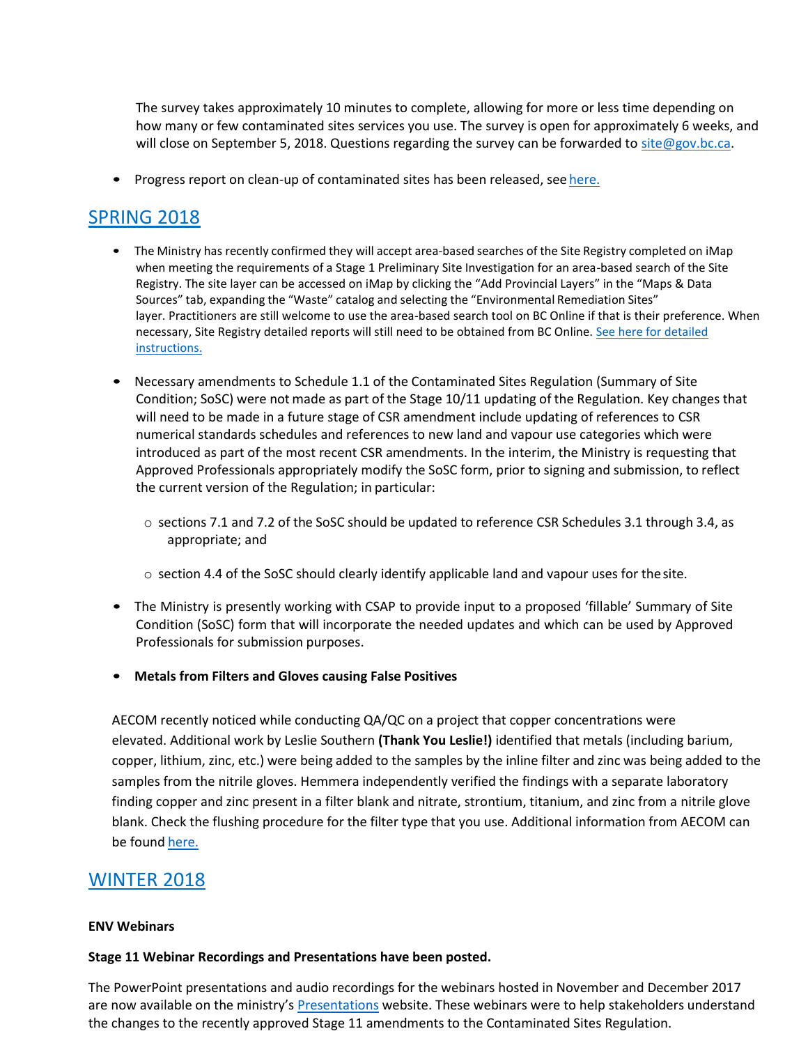The survey takes approximately 10 minutes to complete, allowing for more or less time depending on how many or few contaminated sites services you use. The survey is open for approximately 6 weeks, and will close on September 5, 2018. Questions regarding the survey can be forwarded to site@gov.bc.ca.

- Progress report on clean-up of contaminated sites has been released, see here.

## SPRING 2018

- The Ministry has recently confirmed they will accept area-based searches of the Site Registry completed on iMap when meeting the requirements of a Stage 1 Preliminary Site Investigation for an area-based search of the Site Registry. The site layer can be accessed on iMap by clicking the "Add Provincial Layers" in the "Maps & Data Sources" tab, expanding the "Waste" catalog and selecting the "Environmental Remediation Sites" layer. Practitioners are still welcome to use the area-based search tool on BC Online if that is their preference. When necessary, Site Registry detailed reports will still need to be obtained from BC Online. See here for detailed instructions.

- Necessary amendments to Schedule 1.1 of the Contaminated Sites Regulation (Summary of Site Condition; SoSC) were not made as part of the Stage 10/11 updating of the Regulation. Key changes that will need to be made in a future stage of CSR amendment include updating of references to CSR numerical standards schedules and references to new land and vapour use categories which were introduced as part of the most recent CSR amendments. In the interim, the Ministry is requesting that Approved Professionals appropriately modify the SoSC form, prior to signing and submission, to reflect the current version of the Regulation; in particular:

  - sections 7.1 and 7.2 of the SoSC should be updated to reference CSR Schedules 3.1 through 3.4, as appropriate; and

  - section 4.4 of the SoSC should clearly identify applicable land and vapour uses for the site.

- The Ministry is presently working with CSAP to provide input to a proposed 'fillable' Summary of Site Condition (SoSC) form that will incorporate the needed updates and which can be used by Approved Professionals for submission purposes.

- **Metals from Filters and Gloves causing False Positives**

AECOM recently noticed while conducting QA/QC on a project that copper concentrations were elevated. Additional work by Leslie Southern **(Thank You Leslie!)** identified that metals (including barium, copper, lithium, zinc, etc.) were being added to the samples by the inline filter and zinc was being added to the samples from the nitrile gloves. Hemmera independently verified the findings with a separate laboratory finding copper and zinc present in a filter blank and nitrate, strontium, titanium, and zinc from a nitrile glove blank. Check the flushing procedure for the filter type that you use. Additional information from AECOM can be found here.

## WINTER 2018

**ENV Webinars**

**Stage 11 Webinar Recordings and Presentations have been posted.**

The PowerPoint presentations and audio recordings for the webinars hosted in November and December 2017 are now available on the ministry's Presentations website. These webinars were to help stakeholders understand the changes to the recently approved Stage 11 amendments to the Contaminated Sites Regulation.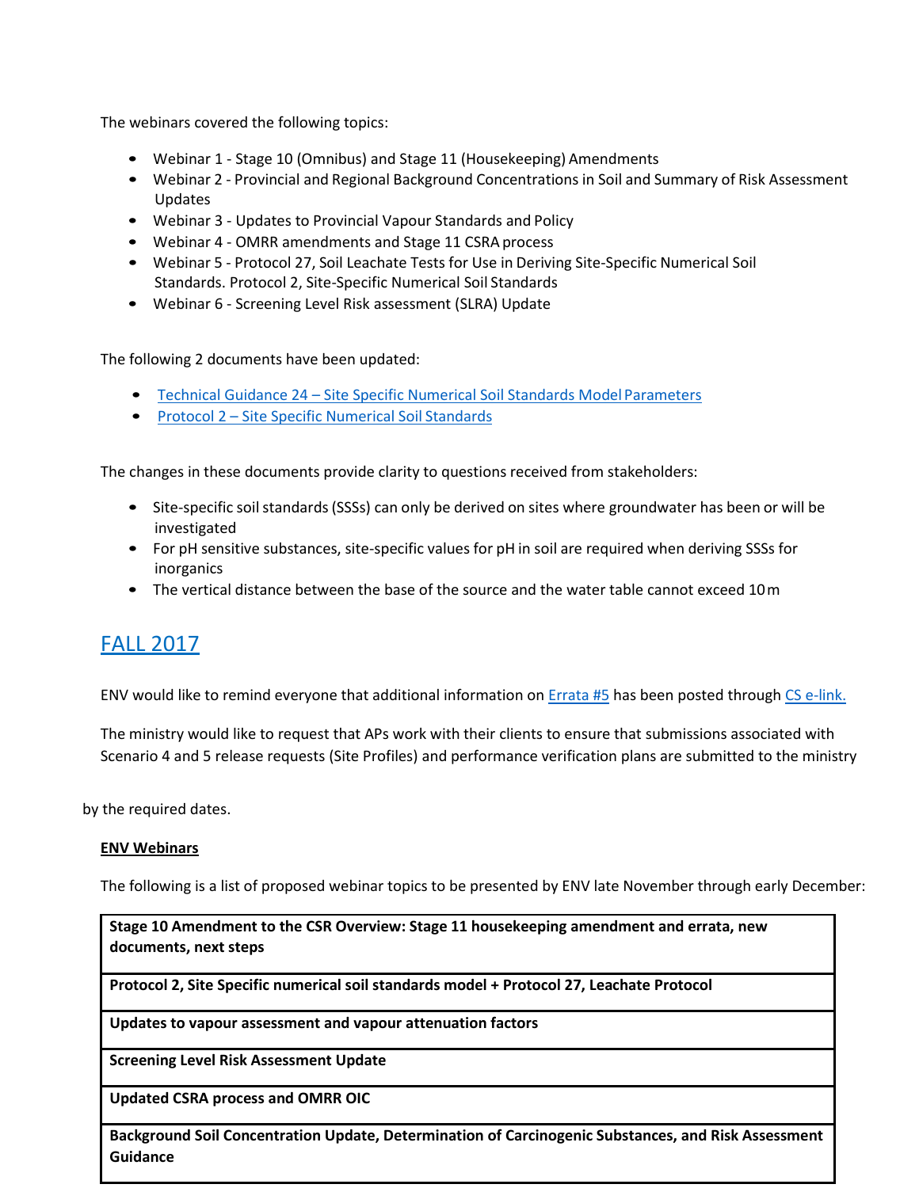The webinars covered the following topics:

- Webinar 1 - Stage 10 (Omnibus) and Stage 11 (Housekeeping) Amendments
- Webinar 2 - Provincial and Regional Background Concentrations in Soil and Summary of Risk Assessment Updates
- Webinar 3 - Updates to Provincial Vapour Standards and Policy
- Webinar 4 - OMRR amendments and Stage 11 CSRA process
- Webinar 5 - Protocol 27, Soil Leachate Tests for Use in Deriving Site-Specific Numerical Soil Standards. Protocol 2, Site-Specific Numerical Soil Standards
- Webinar 6 - Screening Level Risk assessment (SLRA) Update

The following 2 documents have been updated:

- [Technical Guidance 24 – Site Specific Numerical Soil Standards Model Parameters]
- [Protocol 2 – Site Specific Numerical Soil Standards]

The changes in these documents provide clarity to questions received from stakeholders:

- Site-specific soil standards (SSSs) can only be derived on sites where groundwater has been or will be investigated
- For pH sensitive substances, site-specific values for pH in soil are required when deriving SSSs for inorganics
- The vertical distance between the base of the source and the water table cannot exceed 10 m

## FALL 2017

ENV would like to remind everyone that additional information on Errata #5 has been posted through CS e-link.

The ministry would like to request that APs work with their clients to ensure that submissions associated with Scenario 4 and 5 release requests (Site Profiles) and performance verification plans are submitted to the ministry by the required dates.

**ENV Webinars**

The following is a list of proposed webinar topics to be presented by ENV late November through early December:

| |
|---|
| **Stage 10 Amendment to the CSR Overview: Stage 11 housekeeping amendment and errata, new documents, next steps** |
| **Protocol 2, Site Specific numerical soil standards model + Protocol 27, Leachate Protocol** |
| **Updates to vapour assessment and vapour attenuation factors** |
| **Screening Level Risk Assessment Update** |
| **Updated CSRA process and OMRR OIC** |
| **Background Soil Concentration Update, Determination of Carcinogenic Substances, and Risk Assessment Guidance** |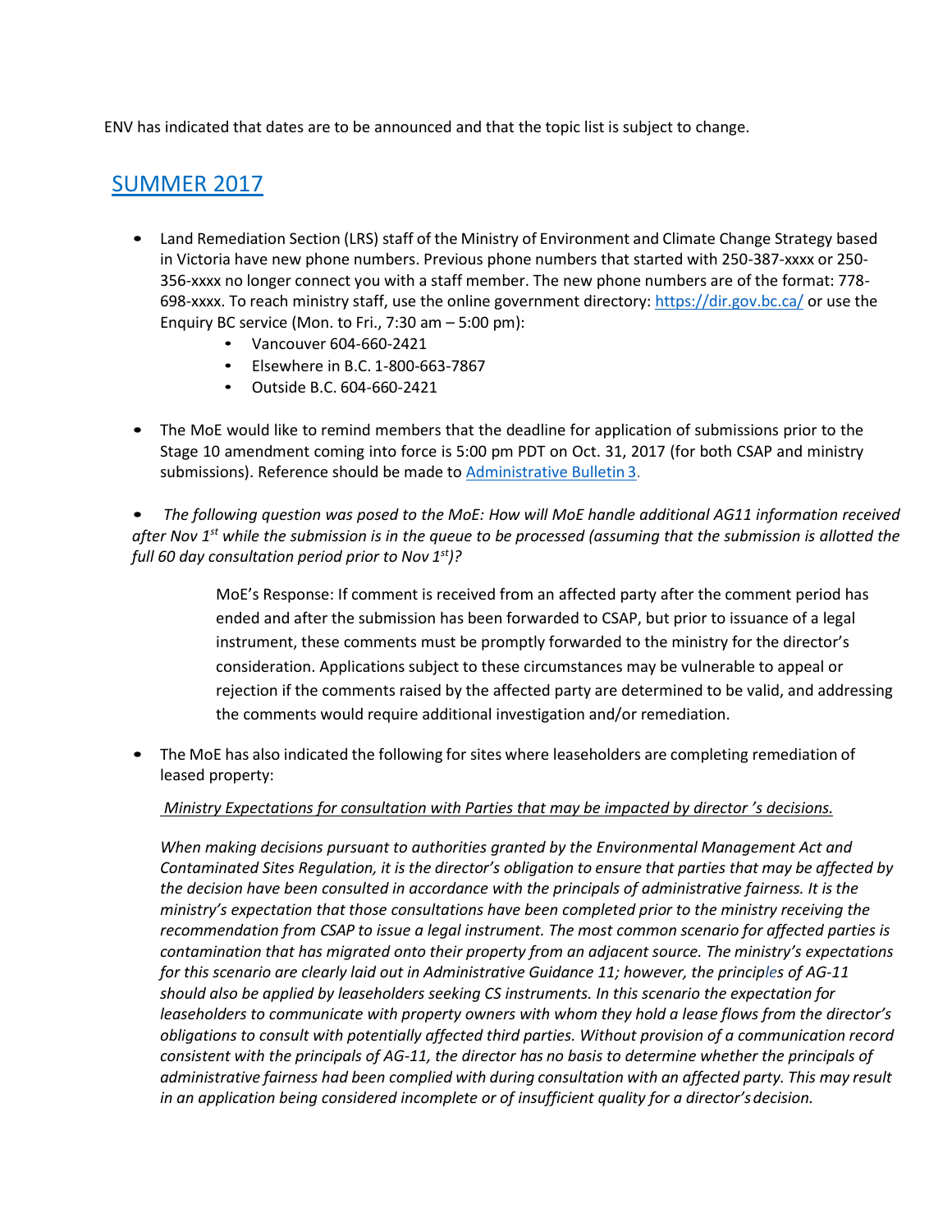ENV has indicated that dates are to be announced and that the topic list is subject to change.

## SUMMER 2017

- Land Remediation Section (LRS) staff of the Ministry of Environment and Climate Change Strategy based in Victoria have new phone numbers. Previous phone numbers that started with 250-387-xxxx or 250-356-xxxx no longer connect you with a staff member. The new phone numbers are of the format: 778-698-xxxx. To reach ministry staff, use the online government directory: https://dir.gov.bc.ca/ or use the Enquiry BC service (Mon. to Fri., 7:30 am – 5:00 pm):
    - Vancouver 604-660-2421
    - Elsewhere in B.C. 1-800-663-7867
    - Outside B.C. 604-660-2421

- The MoE would like to remind members that the deadline for application of submissions prior to the Stage 10 amendment coming into force is 5:00 pm PDT on Oct. 31, 2017 (for both CSAP and ministry submissions). Reference should be made to Administrative Bulletin 3.

- *The following question was posed to the MoE: How will MoE handle additional AG11 information received after Nov 1st while the submission is in the queue to be processed (assuming that the submission is allotted the full 60 day consultation period prior to Nov 1st)?*

    MoE's Response: If comment is received from an affected party after the comment period has ended and after the submission has been forwarded to CSAP, but prior to issuance of a legal instrument, these comments must be promptly forwarded to the ministry for the director's consideration. Applications subject to these circumstances may be vulnerable to appeal or rejection if the comments raised by the affected party are determined to be valid, and addressing the comments would require additional investigation and/or remediation.

- The MoE has also indicated the following for sites where leaseholders are completing remediation of leased property:

    *Ministry Expectations for consultation with Parties that may be impacted by director 's decisions.*

    *When making decisions pursuant to authorities granted by the Environmental Management Act and Contaminated Sites Regulation, it is the director's obligation to ensure that parties that may be affected by the decision have been consulted in accordance with the principals of administrative fairness. It is the ministry's expectation that those consultations have been completed prior to the ministry receiving the recommendation from CSAP to issue a legal instrument. The most common scenario for affected parties is contamination that has migrated onto their property from an adjacent source. The ministry's expectations for this scenario are clearly laid out in Administrative Guidance 11; however, the principles of AG-11 should also be applied by leaseholders seeking CS instruments. In this scenario the expectation for leaseholders to communicate with property owners with whom they hold a lease flows from the director's obligations to consult with potentially affected third parties. Without provision of a communication record consistent with the principals of AG-11, the director has no basis to determine whether the principals of administrative fairness had been complied with during consultation with an affected party. This may result in an application being considered incomplete or of insufficient quality for a director's decision.*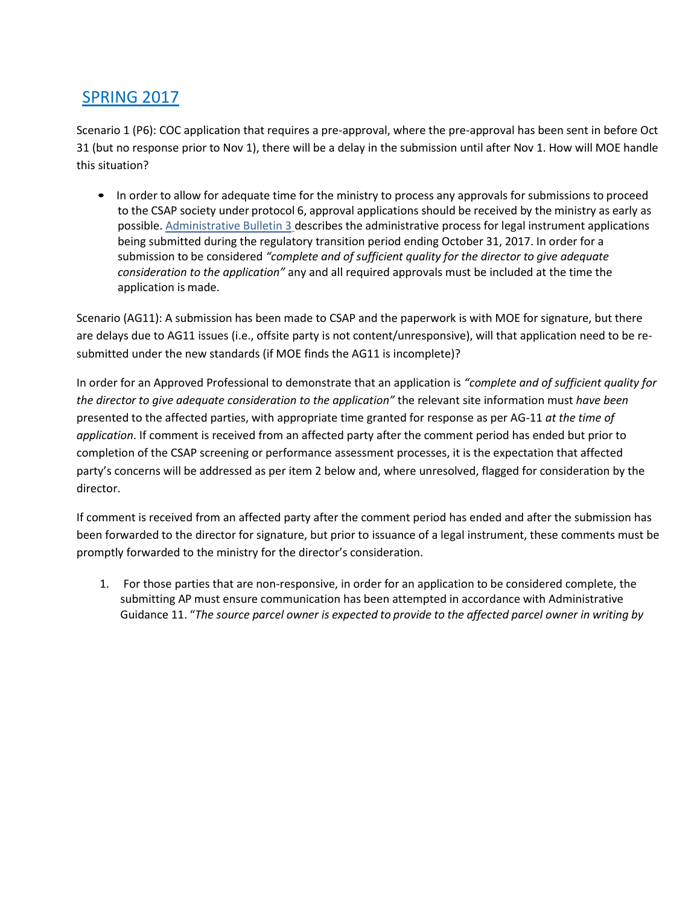## [SPRING 2017]

Scenario 1 (P6): COC application that requires a pre-approval, where the pre-approval has been sent in before Oct 31 (but no response prior to Nov 1), there will be a delay in the submission until after Nov 1. How will MOE handle this situation?

- In order to allow for adequate time for the ministry to process any approvals for submissions to proceed to the CSAP society under protocol 6, approval applications should be received by the ministry as early as possible. Administrative Bulletin 3 describes the administrative process for legal instrument applications being submitted during the regulatory transition period ending October 31, 2017. In order for a submission to be considered *"complete and of sufficient quality for the director to give adequate consideration to the application"* any and all required approvals must be included at the time the application is made.

Scenario (AG11): A submission has been made to CSAP and the paperwork is with MOE for signature, but there are delays due to AG11 issues (i.e., offsite party is not content/unresponsive), will that application need to be re-submitted under the new standards (if MOE finds the AG11 is incomplete)?

In order for an Approved Professional to demonstrate that an application is *"complete and of sufficient quality for the director to give adequate consideration to the application"* the relevant site information must *have been* presented to the affected parties, with appropriate time granted for response as per AG-11 *at the time of application*. If comment is received from an affected party after the comment period has ended but prior to completion of the CSAP screening or performance assessment processes, it is the expectation that affected party's concerns will be addressed as per item 2 below and, where unresolved, flagged for consideration by the director.

If comment is received from an affected party after the comment period has ended and after the submission has been forwarded to the director for signature, but prior to issuance of a legal instrument, these comments must be promptly forwarded to the ministry for the director's consideration.

1. For those parties that are non-responsive, in order for an application to be considered complete, the submitting AP must ensure communication has been attempted in accordance with Administrative Guidance 11. "*The source parcel owner is expected to provide to the affected parcel owner in writing by*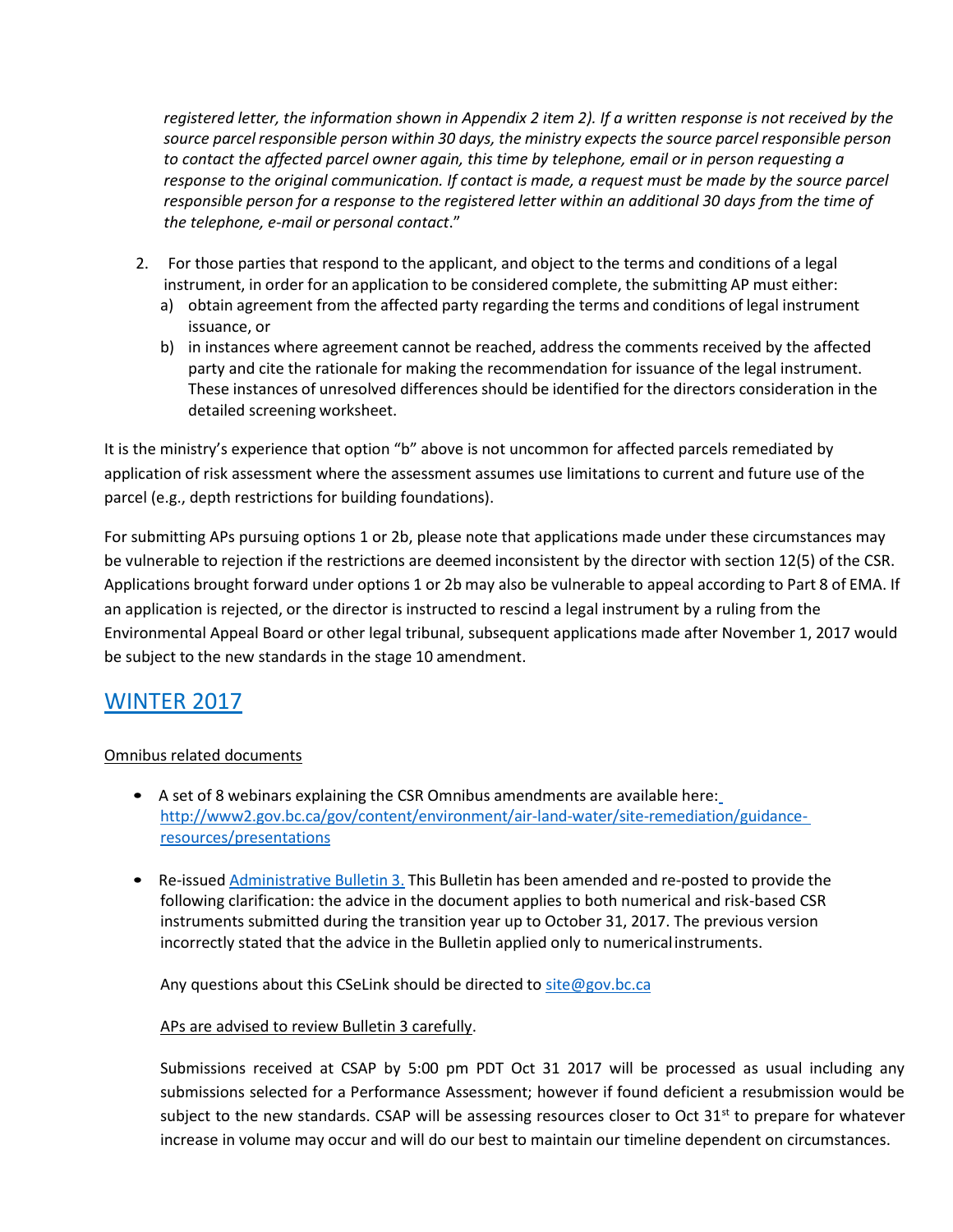*registered letter, the information shown in Appendix 2 item 2). If a written response is not received by the source parcel responsible person within 30 days, the ministry expects the source parcel responsible person to contact the affected parcel owner again, this time by telephone, email or in person requesting a response to the original communication. If contact is made, a request must be made by the source parcel responsible person for a response to the registered letter within an additional 30 days from the time of the telephone, e-mail or personal contact*."

2. For those parties that respond to the applicant, and object to the terms and conditions of a legal instrument, in order for an application to be considered complete, the submitting AP must either:
   a) obtain agreement from the affected party regarding the terms and conditions of legal instrument issuance, or
   b) in instances where agreement cannot be reached, address the comments received by the affected party and cite the rationale for making the recommendation for issuance of the legal instrument. These instances of unresolved differences should be identified for the directors consideration in the detailed screening worksheet.

It is the ministry's experience that option "b" above is not uncommon for affected parcels remediated by application of risk assessment where the assessment assumes use limitations to current and future use of the parcel (e.g., depth restrictions for building foundations).

For submitting APs pursuing options 1 or 2b, please note that applications made under these circumstances may be vulnerable to rejection if the restrictions are deemed inconsistent by the director with section 12(5) of the CSR. Applications brought forward under options 1 or 2b may also be vulnerable to appeal according to Part 8 of EMA. If an application is rejected, or the director is instructed to rescind a legal instrument by a ruling from the Environmental Appeal Board or other legal tribunal, subsequent applications made after November 1, 2017 would be subject to the new standards in the stage 10 amendment.

## WINTER 2017

Omnibus related documents

- A set of 8 webinars explaining the CSR Omnibus amendments are available here: http://www2.gov.bc.ca/gov/content/environment/air-land-water/site-remediation/guidance-resources/presentations

- Re-issued Administrative Bulletin 3. This Bulletin has been amended and re-posted to provide the following clarification: the advice in the document applies to both numerical and risk-based CSR instruments submitted during the transition year up to October 31, 2017. The previous version incorrectly stated that the advice in the Bulletin applied only to numerical instruments.

  Any questions about this CSeLink should be directed to site@gov.bc.ca

  APs are advised to review Bulletin 3 carefully.

  Submissions received at CSAP by 5:00 pm PDT Oct 31 2017 will be processed as usual including any submissions selected for a Performance Assessment; however if found deficient a resubmission would be subject to the new standards. CSAP will be assessing resources closer to Oct 31st to prepare for whatever increase in volume may occur and will do our best to maintain our timeline dependent on circumstances.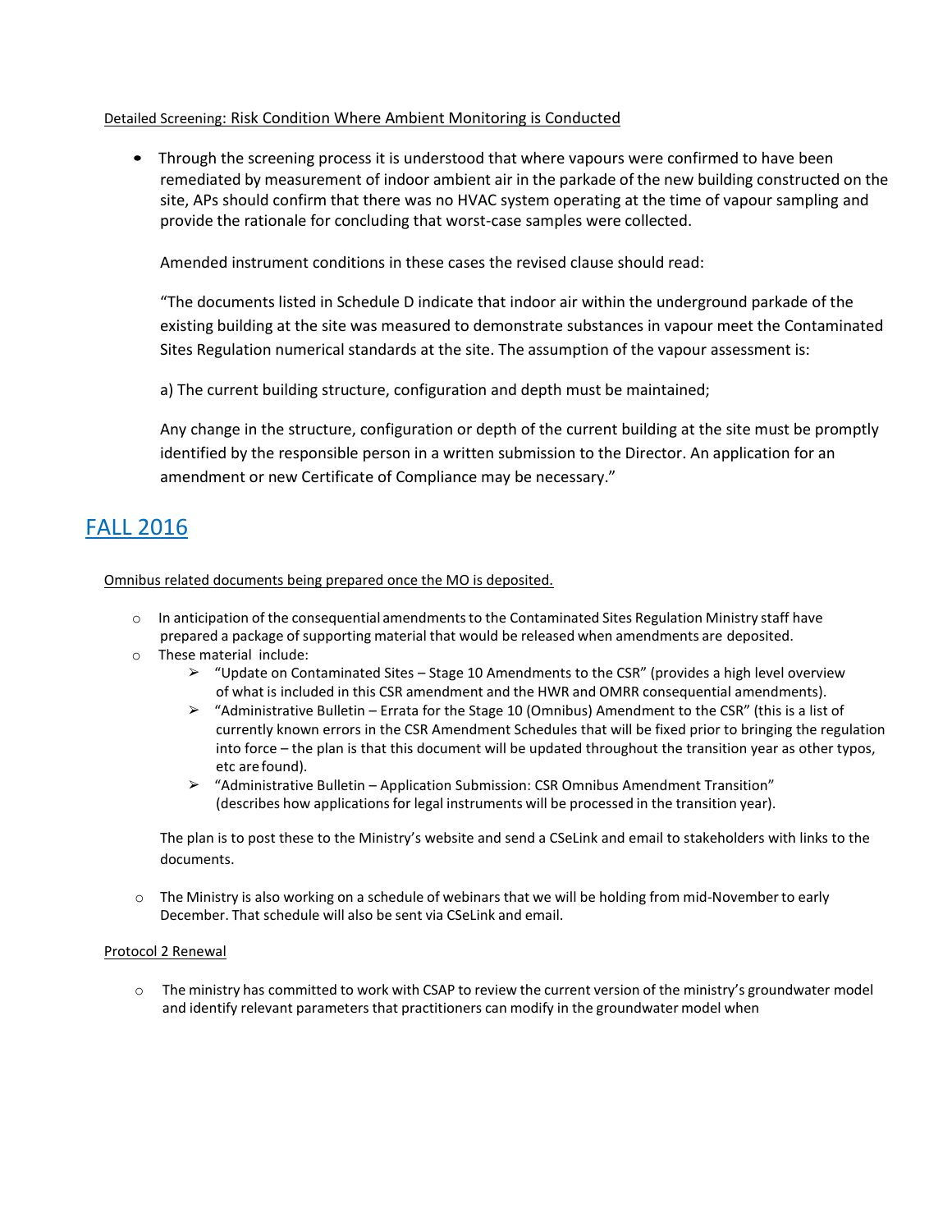Detailed Screening: Risk Condition Where Ambient Monitoring is Conducted

- Through the screening process it is understood that where vapours were confirmed to have been remediated by measurement of indoor ambient air in the parkade of the new building constructed on the site, APs should confirm that there was no HVAC system operating at the time of vapour sampling and provide the rationale for concluding that worst-case samples were collected.

  Amended instrument conditions in these cases the revised clause should read:

  "The documents listed in Schedule D indicate that indoor air within the underground parkade of the existing building at the site was measured to demonstrate substances in vapour meet the Contaminated Sites Regulation numerical standards at the site. The assumption of the vapour assessment is:

  a) The current building structure, configuration and depth must be maintained;

  Any change in the structure, configuration or depth of the current building at the site must be promptly identified by the responsible person in a written submission to the Director. An application for an amendment or new Certificate of Compliance may be necessary."

## FALL 2016

Omnibus related documents being prepared once the MO is deposited.

- In anticipation of the consequential amendments to the Contaminated Sites Regulation Ministry staff have prepared a package of supporting material that would be released when amendments are deposited.
- These material include:
  - "Update on Contaminated Sites – Stage 10 Amendments to the CSR" (provides a high level overview of what is included in this CSR amendment and the HWR and OMRR consequential amendments).
  - "Administrative Bulletin – Errata for the Stage 10 (Omnibus) Amendment to the CSR" (this is a list of currently known errors in the CSR Amendment Schedules that will be fixed prior to bringing the regulation into force – the plan is that this document will be updated throughout the transition year as other typos, etc are found).
  - "Administrative Bulletin – Application Submission: CSR Omnibus Amendment Transition" (describes how applications for legal instruments will be processed in the transition year).

  The plan is to post these to the Ministry's website and send a CSeLink and email to stakeholders with links to the documents.

- The Ministry is also working on a schedule of webinars that we will be holding from mid-November to early December. That schedule will also be sent via CSeLink and email.

Protocol 2 Renewal

- The ministry has committed to work with CSAP to review the current version of the ministry's groundwater model and identify relevant parameters that practitioners can modify in the groundwater model when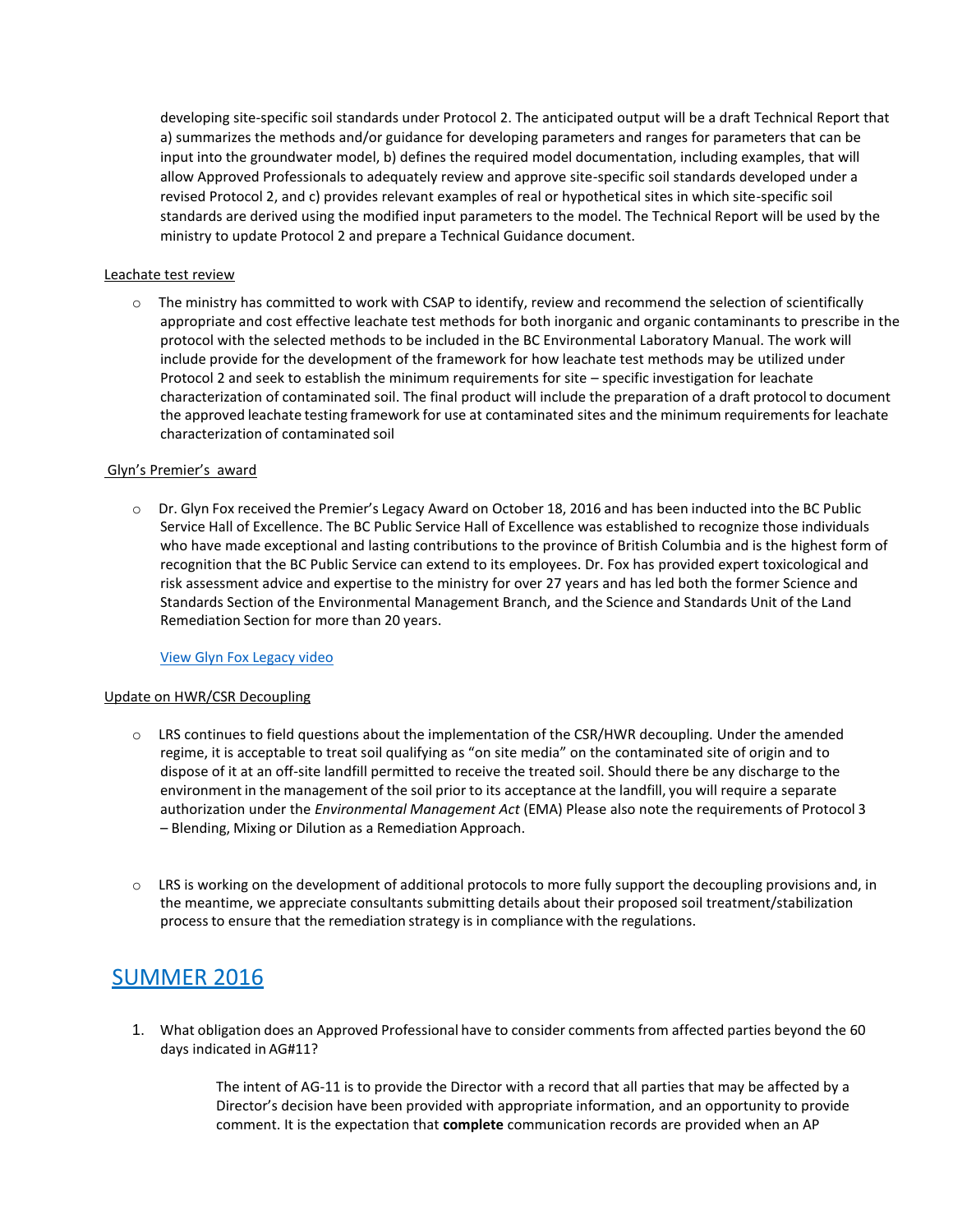developing site-specific soil standards under Protocol 2. The anticipated output will be a draft Technical Report that a) summarizes the methods and/or guidance for developing parameters and ranges for parameters that can be input into the groundwater model, b) defines the required model documentation, including examples, that will allow Approved Professionals to adequately review and approve site-specific soil standards developed under a revised Protocol 2, and c) provides relevant examples of real or hypothetical sites in which site-specific soil standards are derived using the modified input parameters to the model. The Technical Report will be used by the ministry to update Protocol 2 and prepare a Technical Guidance document.

Leachate test review

- The ministry has committed to work with CSAP to identify, review and recommend the selection of scientifically appropriate and cost effective leachate test methods for both inorganic and organic contaminants to prescribe in the protocol with the selected methods to be included in the BC Environmental Laboratory Manual. The work will include provide for the development of the framework for how leachate test methods may be utilized under Protocol 2 and seek to establish the minimum requirements for site – specific investigation for leachate characterization of contaminated soil. The final product will include the preparation of a draft protocol to document the approved leachate testing framework for use at contaminated sites and the minimum requirements for leachate characterization of contaminated soil

Glyn's Premier's award

- Dr. Glyn Fox received the Premier's Legacy Award on October 18, 2016 and has been inducted into the BC Public Service Hall of Excellence. The BC Public Service Hall of Excellence was established to recognize those individuals who have made exceptional and lasting contributions to the province of British Columbia and is the highest form of recognition that the BC Public Service can extend to its employees. Dr. Fox has provided expert toxicological and risk assessment advice and expertise to the ministry for over 27 years and has led both the former Science and Standards Section of the Environmental Management Branch, and the Science and Standards Unit of the Land Remediation Section for more than 20 years.

  View Glyn Fox Legacy video

Update on HWR/CSR Decoupling

- LRS continues to field questions about the implementation of the CSR/HWR decoupling. Under the amended regime, it is acceptable to treat soil qualifying as "on site media" on the contaminated site of origin and to dispose of it at an off-site landfill permitted to receive the treated soil. Should there be any discharge to the environment in the management of the soil prior to its acceptance at the landfill, you will require a separate authorization under the *Environmental Management Act* (EMA) Please also note the requirements of Protocol 3 – Blending, Mixing or Dilution as a Remediation Approach.

- LRS is working on the development of additional protocols to more fully support the decoupling provisions and, in the meantime, we appreciate consultants submitting details about their proposed soil treatment/stabilization process to ensure that the remediation strategy is in compliance with the regulations.

## SUMMER 2016

1. What obligation does an Approved Professional have to consider comments from affected parties beyond the 60 days indicated in AG#11?

   The intent of AG-11 is to provide the Director with a record that all parties that may be affected by a Director's decision have been provided with appropriate information, and an opportunity to provide comment. It is the expectation that **complete** communication records are provided when an AP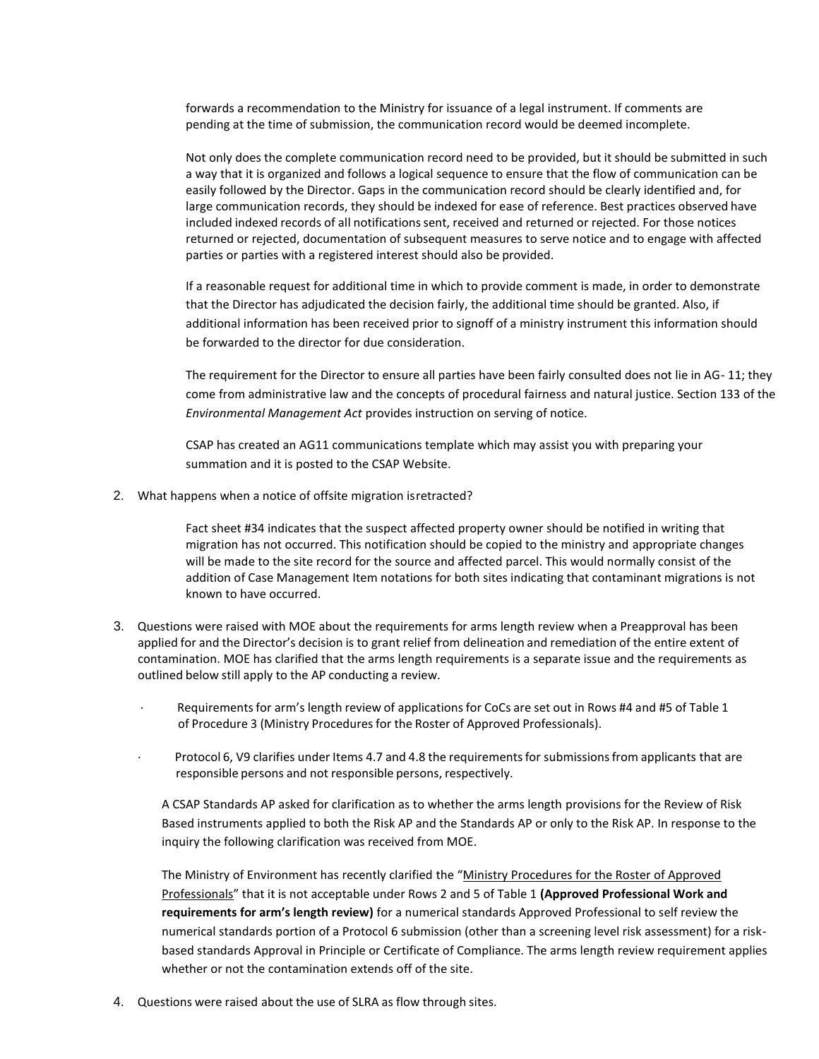forwards a recommendation to the Ministry for issuance of a legal instrument. If comments are pending at the time of submission, the communication record would be deemed incomplete.

Not only does the complete communication record need to be provided, but it should be submitted in such a way that it is organized and follows a logical sequence to ensure that the flow of communication can be easily followed by the Director. Gaps in the communication record should be clearly identified and, for large communication records, they should be indexed for ease of reference. Best practices observed have included indexed records of all notifications sent, received and returned or rejected. For those notices returned or rejected, documentation of subsequent measures to serve notice and to engage with affected parties or parties with a registered interest should also be provided.

If a reasonable request for additional time in which to provide comment is made, in order to demonstrate that the Director has adjudicated the decision fairly, the additional time should be granted. Also, if additional information has been received prior to signoff of a ministry instrument this information should be forwarded to the director for due consideration.

The requirement for the Director to ensure all parties have been fairly consulted does not lie in AG- 11; they come from administrative law and the concepts of procedural fairness and natural justice. Section 133 of the *Environmental Management Act* provides instruction on serving of notice.

CSAP has created an AG11 communications template which may assist you with preparing your summation and it is posted to the CSAP Website.

2. What happens when a notice of offsite migration isretracted?

   Fact sheet #34 indicates that the suspect affected property owner should be notified in writing that migration has not occurred. This notification should be copied to the ministry and appropriate changes will be made to the site record for the source and affected parcel. This would normally consist of the addition of Case Management Item notations for both sites indicating that contaminant migrations is not known to have occurred.

3. Questions were raised with MOE about the requirements for arms length review when a Preapproval has been applied for and the Director's decision is to grant relief from delineation and remediation of the entire extent of contamination. MOE has clarified that the arms length requirements is a separate issue and the requirements as outlined below still apply to the AP conducting a review.

   - Requirements for arm's length review of applications for CoCs are set out in Rows #4 and #5 of Table 1 of Procedure 3 (Ministry Procedures for the Roster of Approved Professionals).
   - Protocol 6, V9 clarifies under Items 4.7 and 4.8 the requirements for submissions from applicants that are responsible persons and not responsible persons, respectively.

   A CSAP Standards AP asked for clarification as to whether the arms length provisions for the Review of Risk Based instruments applied to both the Risk AP and the Standards AP or only to the Risk AP. In response to the inquiry the following clarification was received from MOE.

   The Ministry of Environment has recently clarified the "Ministry Procedures for the Roster of Approved Professionals" that it is not acceptable under Rows 2 and 5 of Table 1 **(Approved Professional Work and requirements for arm's length review)** for a numerical standards Approved Professional to self review the numerical standards portion of a Protocol 6 submission (other than a screening level risk assessment) for a risk-based standards Approval in Principle or Certificate of Compliance. The arms length review requirement applies whether or not the contamination extends off of the site.

4. Questions were raised about the use of SLRA as flow through sites.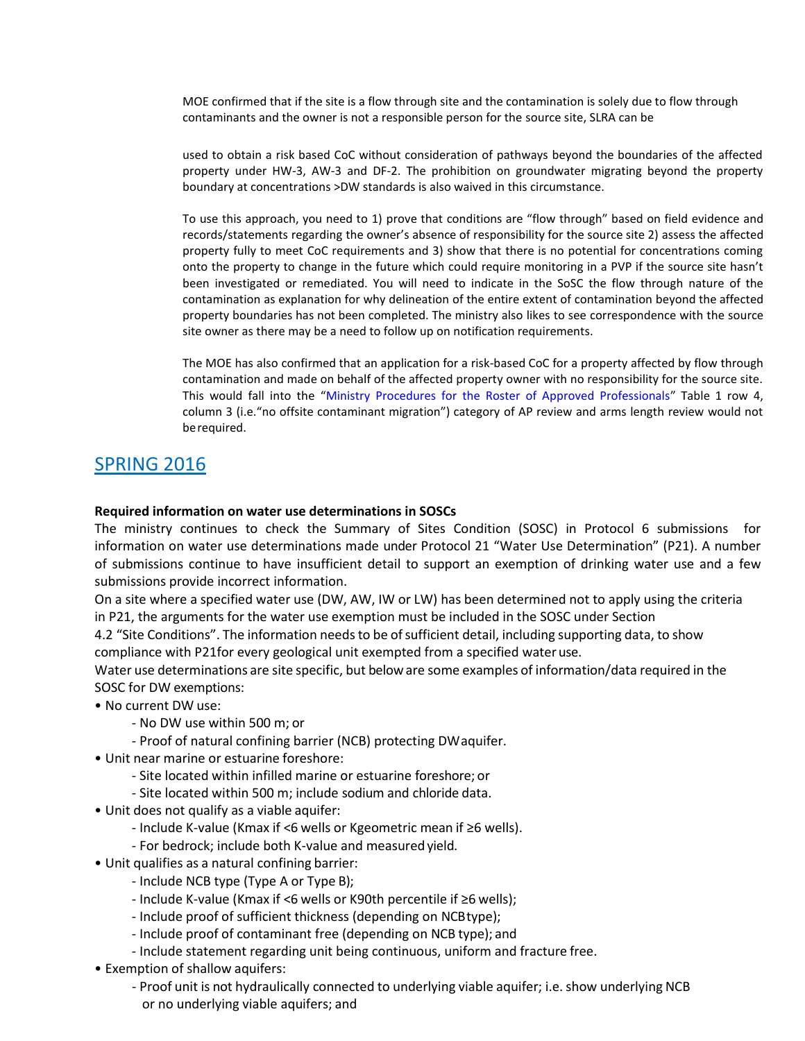MOE confirmed that if the site is a flow through site and the contamination is solely due to flow through contaminants and the owner is not a responsible person for the source site, SLRA can be

used to obtain a risk based CoC without consideration of pathways beyond the boundaries of the affected property under HW-3, AW-3 and DF-2. The prohibition on groundwater migrating beyond the property boundary at concentrations >DW standards is also waived in this circumstance.

To use this approach, you need to 1) prove that conditions are "flow through" based on field evidence and records/statements regarding the owner's absence of responsibility for the source site 2) assess the affected property fully to meet CoC requirements and 3) show that there is no potential for concentrations coming onto the property to change in the future which could require monitoring in a PVP if the source site hasn't been investigated or remediated. You will need to indicate in the SoSC the flow through nature of the contamination as explanation for why delineation of the entire extent of contamination beyond the affected property boundaries has not been completed. The ministry also likes to see correspondence with the source site owner as there may be a need to follow up on notification requirements.

The MOE has also confirmed that an application for a risk-based CoC for a property affected by flow through contamination and made on behalf of the affected property owner with no responsibility for the source site. This would fall into the "Ministry Procedures for the Roster of Approved Professionals" Table 1 row 4, column 3 (i.e."no offsite contaminant migration") category of AP review and arms length review would not be required.

## SPRING 2016

**Required information on water use determinations in SOSCs**

The ministry continues to check the Summary of Sites Condition (SOSC) in Protocol 6 submissions for information on water use determinations made under Protocol 21 "Water Use Determination" (P21). A number of submissions continue to have insufficient detail to support an exemption of drinking water use and a few submissions provide incorrect information.

On a site where a specified water use (DW, AW, IW or LW) has been determined not to apply using the criteria in P21, the arguments for the water use exemption must be included in the SOSC under Section 4.2 "Site Conditions". The information needs to be of sufficient detail, including supporting data, to show compliance with P21for every geological unit exempted from a specified water use.

Water use determinations are site specific, but below are some examples of information/data required in the SOSC for DW exemptions:

- No current DW use:
  - No DW use within 500 m; or
  - Proof of natural confining barrier (NCB) protecting DW aquifer.
- Unit near marine or estuarine foreshore:
  - Site located within infilled marine or estuarine foreshore; or
  - Site located within 500 m; include sodium and chloride data.
- Unit does not qualify as a viable aquifer:
  - Include K-value (Kmax if <6 wells or Kgeometric mean if ≥6 wells).
  - For bedrock; include both K-value and measured yield.
- Unit qualifies as a natural confining barrier:
  - Include NCB type (Type A or Type B);
  - Include K-value (Kmax if <6 wells or K90th percentile if ≥6 wells);
  - Include proof of sufficient thickness (depending on NCB type);
  - Include proof of contaminant free (depending on NCB type); and
  - Include statement regarding unit being continuous, uniform and fracture free.
- Exemption of shallow aquifers:
  - Proof unit is not hydraulically connected to underlying viable aquifer; i.e. show underlying NCB or no underlying viable aquifers; and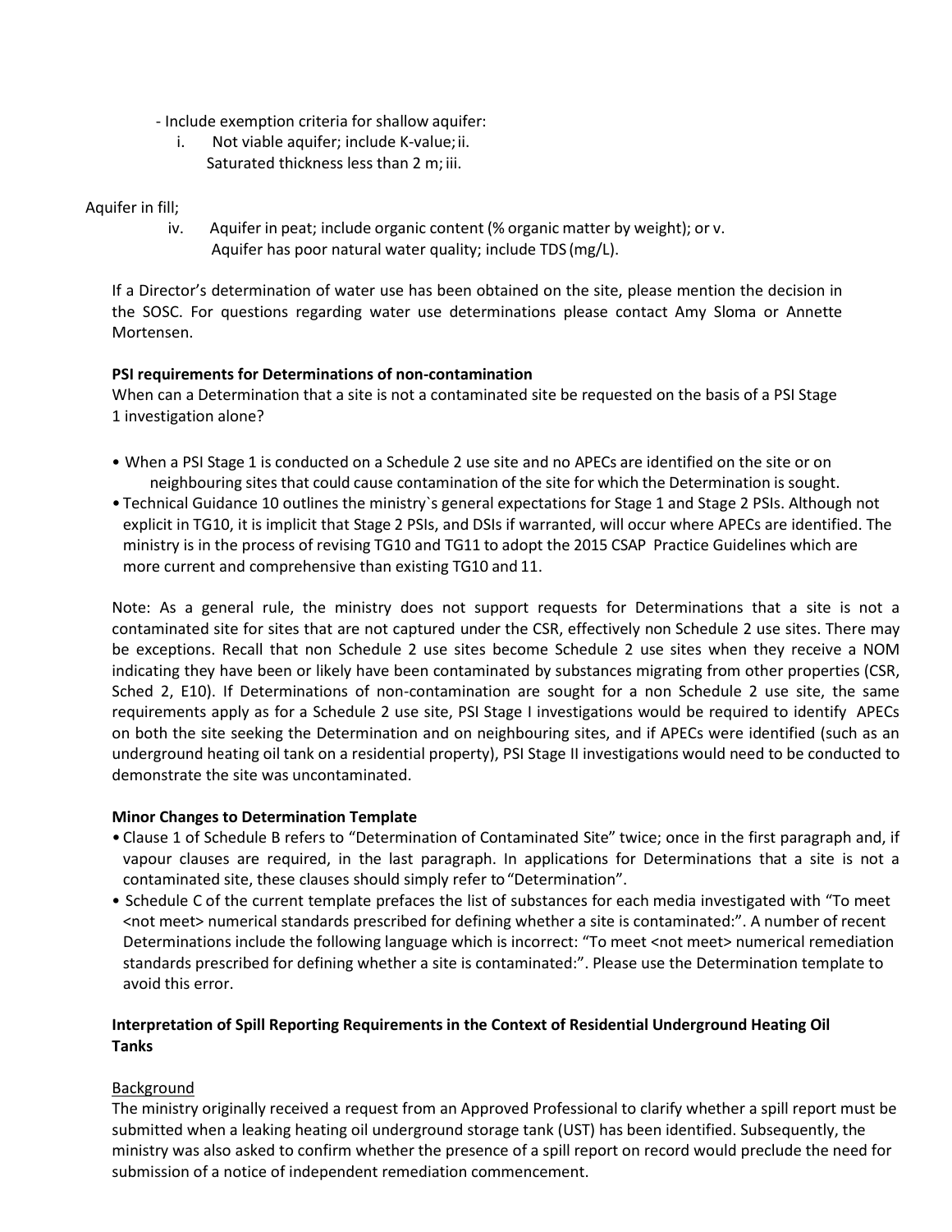- Include exemption criteria for shallow aquifer:
  i. Not viable aquifer; include K-value;
  ii. Saturated thickness less than 2 m;
  iii. Aquifer in fill;
  iv. Aquifer in peat; include organic content (% organic matter by weight); or
  v. Aquifer has poor natural water quality; include TDS (mg/L).

If a Director's determination of water use has been obtained on the site, please mention the decision in the SOSC. For questions regarding water use determinations please contact Amy Sloma or Annette Mortensen.

**PSI requirements for Determinations of non-contamination**

When can a Determination that a site is not a contaminated site be requested on the basis of a PSI Stage 1 investigation alone?

- When a PSI Stage 1 is conducted on a Schedule 2 use site and no APECs are identified on the site or on neighbouring sites that could cause contamination of the site for which the Determination is sought.
- Technical Guidance 10 outlines the ministry`s general expectations for Stage 1 and Stage 2 PSIs. Although not explicit in TG10, it is implicit that Stage 2 PSIs, and DSIs if warranted, will occur where APECs are identified. The ministry is in the process of revising TG10 and TG11 to adopt the 2015 CSAP Practice Guidelines which are more current and comprehensive than existing TG10 and 11.

Note: As a general rule, the ministry does not support requests for Determinations that a site is not a contaminated site for sites that are not captured under the CSR, effectively non Schedule 2 use sites. There may be exceptions. Recall that non Schedule 2 use sites become Schedule 2 use sites when they receive a NOM indicating they have been or likely have been contaminated by substances migrating from other properties (CSR, Sched 2, E10). If Determinations of non-contamination are sought for a non Schedule 2 use site, the same requirements apply as for a Schedule 2 use site, PSI Stage I investigations would be required to identify APECs on both the site seeking the Determination and on neighbouring sites, and if APECs were identified (such as an underground heating oil tank on a residential property), PSI Stage II investigations would need to be conducted to demonstrate the site was uncontaminated.

**Minor Changes to Determination Template**

- Clause 1 of Schedule B refers to "Determination of Contaminated Site" twice; once in the first paragraph and, if vapour clauses are required, in the last paragraph. In applications for Determinations that a site is not a contaminated site, these clauses should simply refer to "Determination".
- Schedule C of the current template prefaces the list of substances for each media investigated with "To meet <not meet> numerical standards prescribed for defining whether a site is contaminated:". A number of recent Determinations include the following language which is incorrect: "To meet <not meet> numerical remediation standards prescribed for defining whether a site is contaminated:". Please use the Determination template to avoid this error.

**Interpretation of Spill Reporting Requirements in the Context of Residential Underground Heating Oil Tanks**

Background

The ministry originally received a request from an Approved Professional to clarify whether a spill report must be submitted when a leaking heating oil underground storage tank (UST) has been identified. Subsequently, the ministry was also asked to confirm whether the presence of a spill report on record would preclude the need for submission of a notice of independent remediation commencement.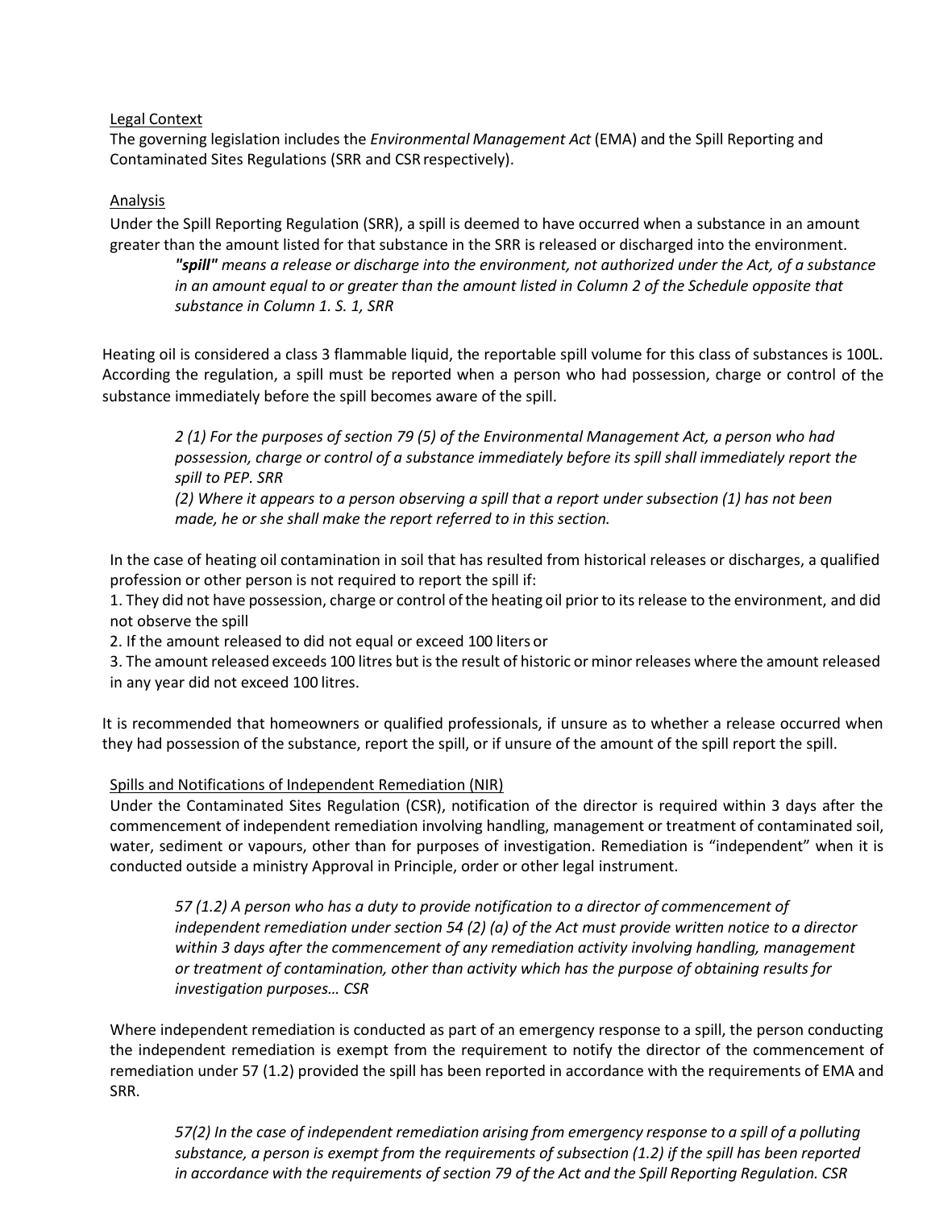Legal Context

The governing legislation includes the *Environmental Management Act* (EMA) and the Spill Reporting and Contaminated Sites Regulations (SRR and CSR respectively).

Analysis

Under the Spill Reporting Regulation (SRR), a spill is deemed to have occurred when a substance in an amount greater than the amount listed for that substance in the SRR is released or discharged into the environment.

> ***"spill"** means a release or discharge into the environment, not authorized under the Act, of a substance in an amount equal to or greater than the amount listed in Column 2 of the Schedule opposite that substance in Column 1. S. 1, SRR*

Heating oil is considered a class 3 flammable liquid, the reportable spill volume for this class of substances is 100L. According the regulation, a spill must be reported when a person who had possession, charge or control of the substance immediately before the spill becomes aware of the spill.

> *2 (1) For the purposes of section 79 (5) of the Environmental Management Act, a person who had possession, charge or control of a substance immediately before its spill shall immediately report the spill to PEP. SRR*
>
> *(2) Where it appears to a person observing a spill that a report under subsection (1) has not been made, he or she shall make the report referred to in this section.*

In the case of heating oil contamination in soil that has resulted from historical releases or discharges, a qualified profession or other person is not required to report the spill if:

1. They did not have possession, charge or control of the heating oil prior to its release to the environment, and did not observe the spill
2. If the amount released to did not equal or exceed 100 liters or
3. The amount released exceeds 100 litres but is the result of historic or minor releases where the amount released in any year did not exceed 100 litres.

It is recommended that homeowners or qualified professionals, if unsure as to whether a release occurred when they had possession of the substance, report the spill, or if unsure of the amount of the spill report the spill.

Spills and Notifications of Independent Remediation (NIR)

Under the Contaminated Sites Regulation (CSR), notification of the director is required within 3 days after the commencement of independent remediation involving handling, management or treatment of contaminated soil, water, sediment or vapours, other than for purposes of investigation. Remediation is "independent" when it is conducted outside a ministry Approval in Principle, order or other legal instrument.

> *57 (1.2) A person who has a duty to provide notification to a director of commencement of independent remediation under section 54 (2) (a) of the Act must provide written notice to a director within 3 days after the commencement of any remediation activity involving handling, management or treatment of contamination, other than activity which has the purpose of obtaining results for investigation purposes… CSR*

Where independent remediation is conducted as part of an emergency response to a spill, the person conducting the independent remediation is exempt from the requirement to notify the director of the commencement of remediation under 57 (1.2) provided the spill has been reported in accordance with the requirements of EMA and SRR.

> *57(2) In the case of independent remediation arising from emergency response to a spill of a polluting substance, a person is exempt from the requirements of subsection (1.2) if the spill has been reported in accordance with the requirements of section 79 of the Act and the Spill Reporting Regulation. CSR*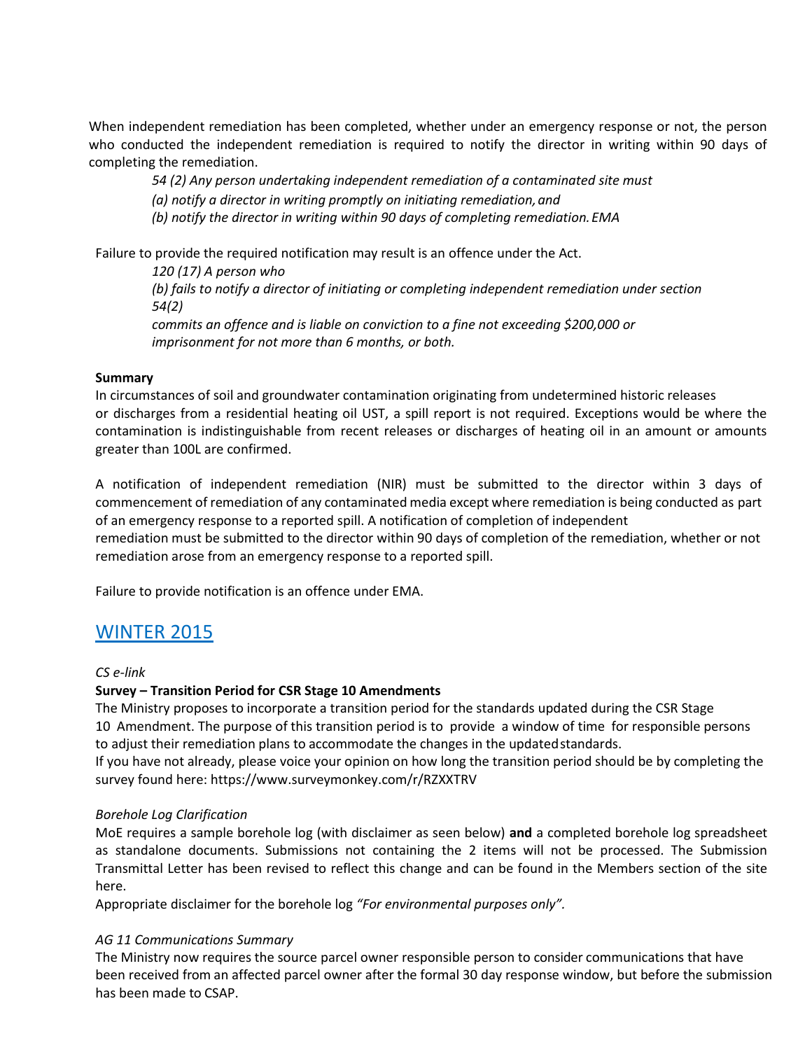When independent remediation has been completed, whether under an emergency response or not, the person who conducted the independent remediation is required to notify the director in writing within 90 days of completing the remediation.

> *54 (2) Any person undertaking independent remediation of a contaminated site must*
>
> *(a) notify a director in writing promptly on initiating remediation, and*
>
> *(b) notify the director in writing within 90 days of completing remediation. EMA*

Failure to provide the required notification may result is an offence under the Act.

> *120 (17) A person who*
>
> *(b) fails to notify a director of initiating or completing independent remediation under section 54(2)*
>
> *commits an offence and is liable on conviction to a fine not exceeding $200,000 or imprisonment for not more than 6 months, or both.*

**Summary**

In circumstances of soil and groundwater contamination originating from undetermined historic releases or discharges from a residential heating oil UST, a spill report is not required. Exceptions would be where the contamination is indistinguishable from recent releases or discharges of heating oil in an amount or amounts greater than 100L are confirmed.

A notification of independent remediation (NIR) must be submitted to the director within 3 days of commencement of remediation of any contaminated media except where remediation is being conducted as part of an emergency response to a reported spill. A notification of completion of independent remediation must be submitted to the director within 90 days of completion of the remediation, whether or not remediation arose from an emergency response to a reported spill.

Failure to provide notification is an offence under EMA.

## WINTER 2015

*CS e-link*

**Survey – Transition Period for CSR Stage 10 Amendments**

The Ministry proposes to incorporate a transition period for the standards updated during the CSR Stage 10 Amendment. The purpose of this transition period is to provide a window of time for responsible persons to adjust their remediation plans to accommodate the changes in the updated standards.

If you have not already, please voice your opinion on how long the transition period should be by completing the survey found here: https://www.surveymonkey.com/r/RZXXTRV

*Borehole Log Clarification*

MoE requires a sample borehole log (with disclaimer as seen below) **and** a completed borehole log spreadsheet as standalone documents. Submissions not containing the 2 items will not be processed. The Submission Transmittal Letter has been revised to reflect this change and can be found in the Members section of the site here.

Appropriate disclaimer for the borehole log *"For environmental purposes only".*

*AG 11 Communications Summary*

The Ministry now requires the source parcel owner responsible person to consider communications that have been received from an affected parcel owner after the formal 30 day response window, but before the submission has been made to CSAP.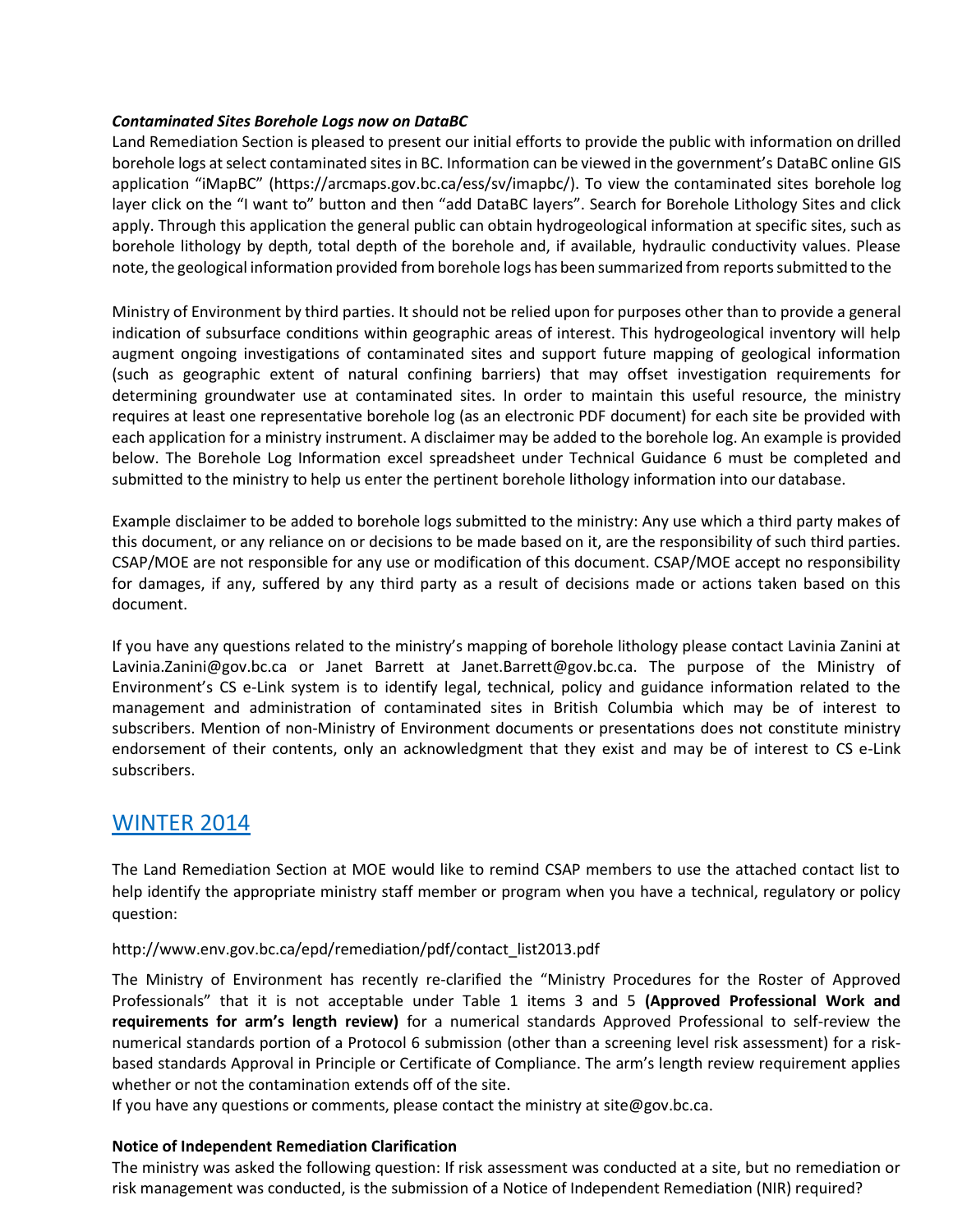***Contaminated Sites Borehole Logs now on DataBC***

Land Remediation Section is pleased to present our initial efforts to provide the public with information on drilled borehole logs at select contaminated sites in BC. Information can be viewed in the government's DataBC online GIS application "iMapBC" (https://arcmaps.gov.bc.ca/ess/sv/imapbc/). To view the contaminated sites borehole log layer click on the "I want to" button and then "add DataBC layers". Search for Borehole Lithology Sites and click apply. Through this application the general public can obtain hydrogeological information at specific sites, such as borehole lithology by depth, total depth of the borehole and, if available, hydraulic conductivity values. Please note, the geological information provided from borehole logs has been summarized from reports submitted to the Ministry of Environment by third parties. It should not be relied upon for purposes other than to provide a general indication of subsurface conditions within geographic areas of interest. This hydrogeological inventory will help augment ongoing investigations of contaminated sites and support future mapping of geological information (such as geographic extent of natural confining barriers) that may offset investigation requirements for determining groundwater use at contaminated sites. In order to maintain this useful resource, the ministry requires at least one representative borehole log (as an electronic PDF document) for each site be provided with each application for a ministry instrument. A disclaimer may be added to the borehole log. An example is provided below. The Borehole Log Information excel spreadsheet under Technical Guidance 6 must be completed and submitted to the ministry to help us enter the pertinent borehole lithology information into our database.

Example disclaimer to be added to borehole logs submitted to the ministry: Any use which a third party makes of this document, or any reliance on or decisions to be made based on it, are the responsibility of such third parties. CSAP/MOE are not responsible for any use or modification of this document. CSAP/MOE accept no responsibility for damages, if any, suffered by any third party as a result of decisions made or actions taken based on this document.

If you have any questions related to the ministry's mapping of borehole lithology please contact Lavinia Zanini at Lavinia.Zanini@gov.bc.ca or Janet Barrett at Janet.Barrett@gov.bc.ca. The purpose of the Ministry of Environment's CS e-Link system is to identify legal, technical, policy and guidance information related to the management and administration of contaminated sites in British Columbia which may be of interest to subscribers. Mention of non-Ministry of Environment documents or presentations does not constitute ministry endorsement of their contents, only an acknowledgment that they exist and may be of interest to CS e-Link subscribers.

## WINTER 2014

The Land Remediation Section at MOE would like to remind CSAP members to use the attached contact list to help identify the appropriate ministry staff member or program when you have a technical, regulatory or policy question:

http://www.env.gov.bc.ca/epd/remediation/pdf/contact_list2013.pdf

The Ministry of Environment has recently re-clarified the "Ministry Procedures for the Roster of Approved Professionals" that it is not acceptable under Table 1 items 3 and 5 **(Approved Professional Work and requirements for arm's length review)** for a numerical standards Approved Professional to self-review the numerical standards portion of a Protocol 6 submission (other than a screening level risk assessment) for a risk-based standards Approval in Principle or Certificate of Compliance. The arm's length review requirement applies whether or not the contamination extends off of the site.

If you have any questions or comments, please contact the ministry at site@gov.bc.ca.

**Notice of Independent Remediation Clarification**

The ministry was asked the following question: If risk assessment was conducted at a site, but no remediation or risk management was conducted, is the submission of a Notice of Independent Remediation (NIR) required?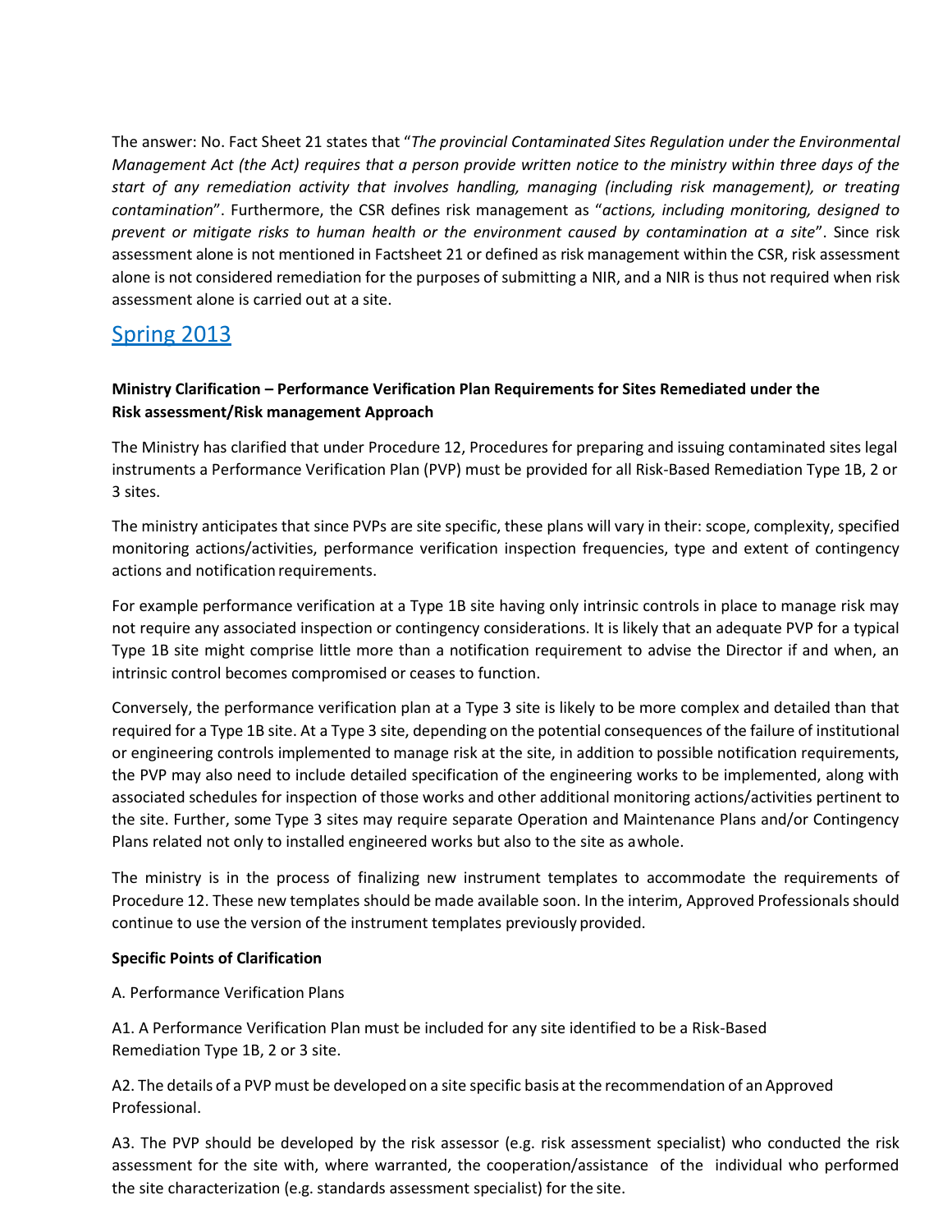The answer: No. Fact Sheet 21 states that "*The provincial Contaminated Sites Regulation under the Environmental Management Act (the Act) requires that a person provide written notice to the ministry within three days of the start of any remediation activity that involves handling, managing (including risk management), or treating contamination*". Furthermore, the CSR defines risk management as "*actions, including monitoring, designed to prevent or mitigate risks to human health or the environment caused by contamination at a site*". Since risk assessment alone is not mentioned in Factsheet 21 or defined as risk management within the CSR, risk assessment alone is not considered remediation for the purposes of submitting a NIR, and a NIR is thus not required when risk assessment alone is carried out at a site.

## Spring 2013

**Ministry Clarification – Performance Verification Plan Requirements for Sites Remediated under the Risk assessment/Risk management Approach**

The Ministry has clarified that under Procedure 12, Procedures for preparing and issuing contaminated sites legal instruments a Performance Verification Plan (PVP) must be provided for all Risk-Based Remediation Type 1B, 2 or 3 sites.

The ministry anticipates that since PVPs are site specific, these plans will vary in their: scope, complexity, specified monitoring actions/activities, performance verification inspection frequencies, type and extent of contingency actions and notification requirements.

For example performance verification at a Type 1B site having only intrinsic controls in place to manage risk may not require any associated inspection or contingency considerations. It is likely that an adequate PVP for a typical Type 1B site might comprise little more than a notification requirement to advise the Director if and when, an intrinsic control becomes compromised or ceases to function.

Conversely, the performance verification plan at a Type 3 site is likely to be more complex and detailed than that required for a Type 1B site. At a Type 3 site, depending on the potential consequences of the failure of institutional or engineering controls implemented to manage risk at the site, in addition to possible notification requirements, the PVP may also need to include detailed specification of the engineering works to be implemented, along with associated schedules for inspection of those works and other additional monitoring actions/activities pertinent to the site. Further, some Type 3 sites may require separate Operation and Maintenance Plans and/or Contingency Plans related not only to installed engineered works but also to the site as a whole.

The ministry is in the process of finalizing new instrument templates to accommodate the requirements of Procedure 12. These new templates should be made available soon. In the interim, Approved Professionals should continue to use the version of the instrument templates previously provided.

**Specific Points of Clarification**

A. Performance Verification Plans

A1. A Performance Verification Plan must be included for any site identified to be a Risk-Based Remediation Type 1B, 2 or 3 site.

A2. The details of a PVP must be developed on a site specific basis at the recommendation of an Approved Professional.

A3. The PVP should be developed by the risk assessor (e.g. risk assessment specialist) who conducted the risk assessment for the site with, where warranted, the cooperation/assistance of the individual who performed the site characterization (e.g. standards assessment specialist) for the site.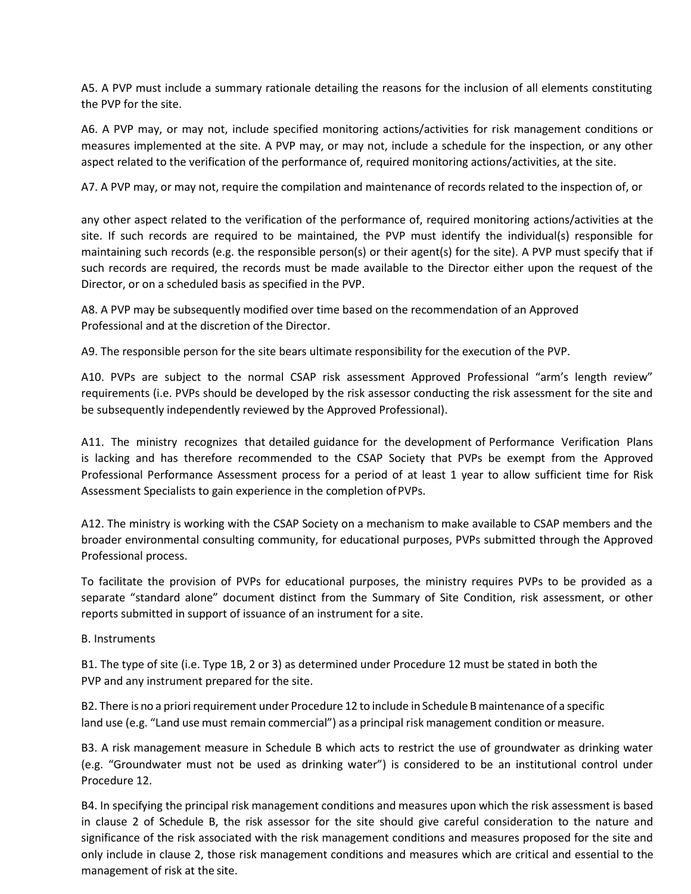A5. A PVP must include a summary rationale detailing the reasons for the inclusion of all elements constituting the PVP for the site.

A6. A PVP may, or may not, include specified monitoring actions/activities for risk management conditions or measures implemented at the site. A PVP may, or may not, include a schedule for the inspection, or any other aspect related to the verification of the performance of, required monitoring actions/activities, at the site.

A7. A PVP may, or may not, require the compilation and maintenance of records related to the inspection of, or any other aspect related to the verification of the performance of, required monitoring actions/activities at the site. If such records are required to be maintained, the PVP must identify the individual(s) responsible for maintaining such records (e.g. the responsible person(s) or their agent(s) for the site). A PVP must specify that if such records are required, the records must be made available to the Director either upon the request of the Director, or on a scheduled basis as specified in the PVP.

A8. A PVP may be subsequently modified over time based on the recommendation of an Approved Professional and at the discretion of the Director.

A9. The responsible person for the site bears ultimate responsibility for the execution of the PVP.

A10. PVPs are subject to the normal CSAP risk assessment Approved Professional "arm's length review" requirements (i.e. PVPs should be developed by the risk assessor conducting the risk assessment for the site and be subsequently independently reviewed by the Approved Professional).

A11. The ministry recognizes that detailed guidance for the development of Performance Verification Plans is lacking and has therefore recommended to the CSAP Society that PVPs be exempt from the Approved Professional Performance Assessment process for a period of at least 1 year to allow sufficient time for Risk Assessment Specialists to gain experience in the completion of PVPs.

A12. The ministry is working with the CSAP Society on a mechanism to make available to CSAP members and the broader environmental consulting community, for educational purposes, PVPs submitted through the Approved Professional process.

To facilitate the provision of PVPs for educational purposes, the ministry requires PVPs to be provided as a separate "standard alone" document distinct from the Summary of Site Condition, risk assessment, or other reports submitted in support of issuance of an instrument for a site.

B. Instruments

B1. The type of site (i.e. Type 1B, 2 or 3) as determined under Procedure 12 must be stated in both the PVP and any instrument prepared for the site.

B2. There is no a priori requirement under Procedure 12 to include in Schedule B maintenance of a specific land use (e.g. "Land use must remain commercial") as a principal risk management condition or measure.

B3. A risk management measure in Schedule B which acts to restrict the use of groundwater as drinking water (e.g. "Groundwater must not be used as drinking water") is considered to be an institutional control under Procedure 12.

B4. In specifying the principal risk management conditions and measures upon which the risk assessment is based in clause 2 of Schedule B, the risk assessor for the site should give careful consideration to the nature and significance of the risk associated with the risk management conditions and measures proposed for the site and only include in clause 2, those risk management conditions and measures which are critical and essential to the management of risk at the site.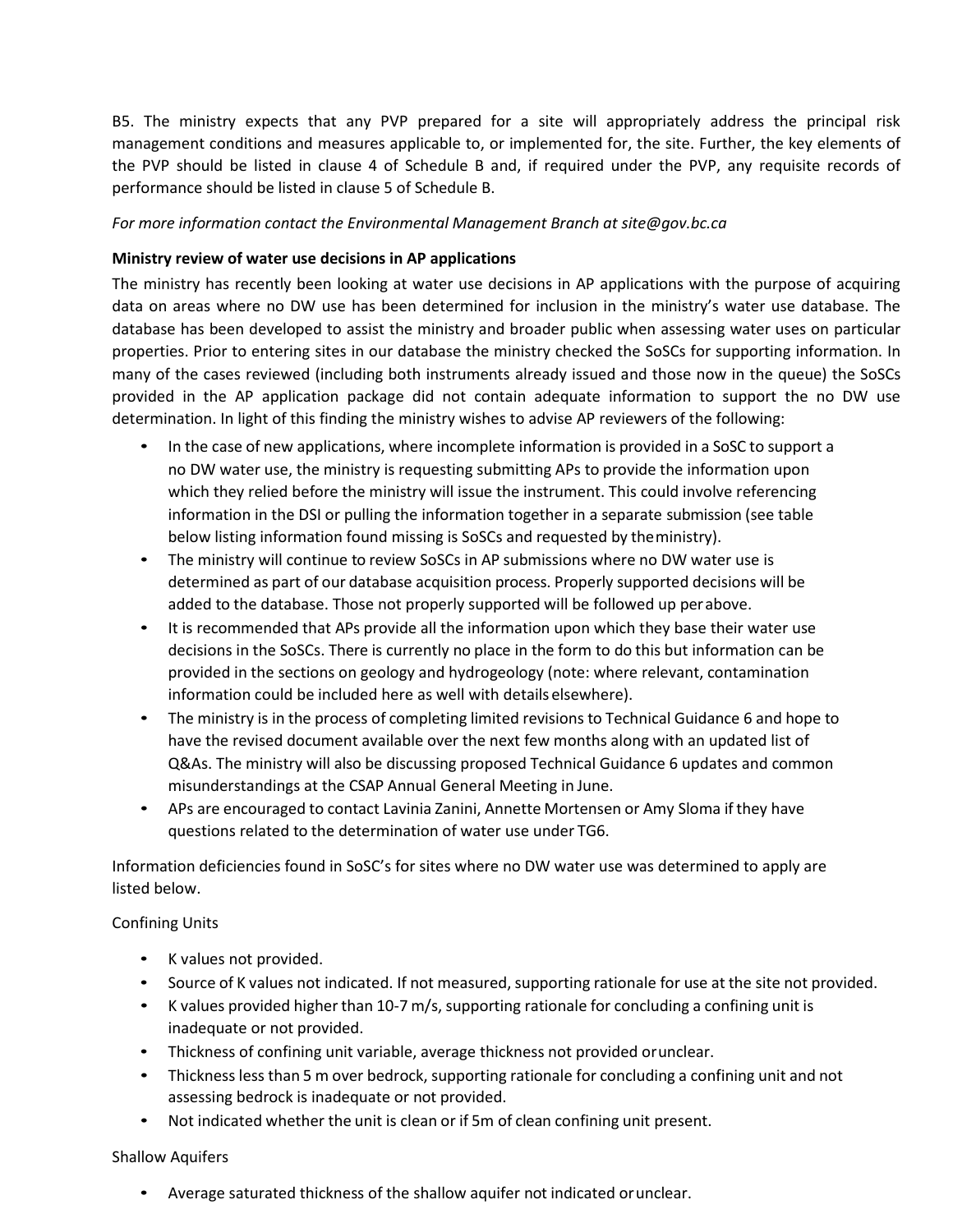B5. The ministry expects that any PVP prepared for a site will appropriately address the principal risk management conditions and measures applicable to, or implemented for, the site. Further, the key elements of the PVP should be listed in clause 4 of Schedule B and, if required under the PVP, any requisite records of performance should be listed in clause 5 of Schedule B.

*For more information contact the Environmental Management Branch at site@gov.bc.ca*

**Ministry review of water use decisions in AP applications**

The ministry has recently been looking at water use decisions in AP applications with the purpose of acquiring data on areas where no DW use has been determined for inclusion in the ministry's water use database. The database has been developed to assist the ministry and broader public when assessing water uses on particular properties. Prior to entering sites in our database the ministry checked the SoSCs for supporting information. In many of the cases reviewed (including both instruments already issued and those now in the queue) the SoSCs provided in the AP application package did not contain adequate information to support the no DW use determination. In light of this finding the ministry wishes to advise AP reviewers of the following:

- In the case of new applications, where incomplete information is provided in a SoSC to support a no DW water use, the ministry is requesting submitting APs to provide the information upon which they relied before the ministry will issue the instrument. This could involve referencing information in the DSI or pulling the information together in a separate submission (see table below listing information found missing is SoSCs and requested by the ministry).
- The ministry will continue to review SoSCs in AP submissions where no DW water use is determined as part of our database acquisition process. Properly supported decisions will be added to the database. Those not properly supported will be followed up per above.
- It is recommended that APs provide all the information upon which they base their water use decisions in the SoSCs. There is currently no place in the form to do this but information can be provided in the sections on geology and hydrogeology (note: where relevant, contamination information could be included here as well with details elsewhere).
- The ministry is in the process of completing limited revisions to Technical Guidance 6 and hope to have the revised document available over the next few months along with an updated list of Q&As. The ministry will also be discussing proposed Technical Guidance 6 updates and common misunderstandings at the CSAP Annual General Meeting in June.
- APs are encouraged to contact Lavinia Zanini, Annette Mortensen or Amy Sloma if they have questions related to the determination of water use under TG6.

Information deficiencies found in SoSC's for sites where no DW water use was determined to apply are listed below.

Confining Units

- K values not provided.
- Source of K values not indicated. If not measured, supporting rationale for use at the site not provided.
- K values provided higher than $10^{-7}$ m/s, supporting rationale for concluding a confining unit is inadequate or not provided.
- Thickness of confining unit variable, average thickness not provided or unclear.
- Thickness less than 5 m over bedrock, supporting rationale for concluding a confining unit and not assessing bedrock is inadequate or not provided.
- Not indicated whether the unit is clean or if 5m of clean confining unit present.

Shallow Aquifers

- Average saturated thickness of the shallow aquifer not indicated or unclear.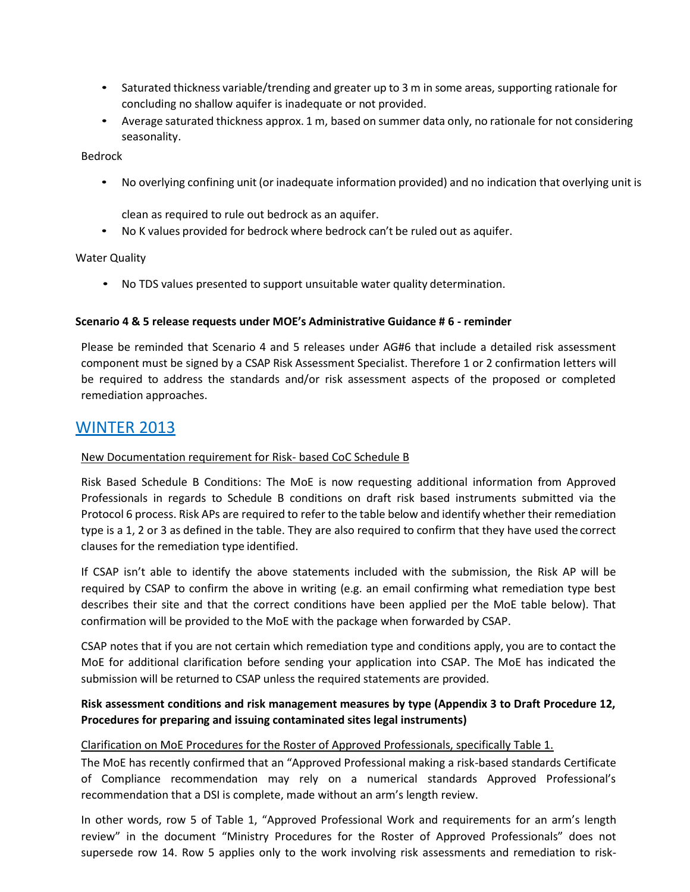- Saturated thickness variable/trending and greater up to 3 m in some areas, supporting rationale for concluding no shallow aquifer is inadequate or not provided.
- Average saturated thickness approx. 1 m, based on summer data only, no rationale for not considering seasonality.

Bedrock

- No overlying confining unit (or inadequate information provided) and no indication that overlying unit is

  clean as required to rule out bedrock as an aquifer.
- No K values provided for bedrock where bedrock can't be ruled out as aquifer.

Water Quality

- No TDS values presented to support unsuitable water quality determination.

**Scenario 4 & 5 release requests under MOE's Administrative Guidance # 6 - reminder**

Please be reminded that Scenario 4 and 5 releases under AG#6 that include a detailed risk assessment component must be signed by a CSAP Risk Assessment Specialist. Therefore 1 or 2 confirmation letters will be required to address the standards and/or risk assessment aspects of the proposed or completed remediation approaches.

## WINTER 2013

New Documentation requirement for Risk- based CoC Schedule B

Risk Based Schedule B Conditions: The MoE is now requesting additional information from Approved Professionals in regards to Schedule B conditions on draft risk based instruments submitted via the Protocol 6 process. Risk APs are required to refer to the table below and identify whether their remediation type is a 1, 2 or 3 as defined in the table. They are also required to confirm that they have used the correct clauses for the remediation type identified.

If CSAP isn't able to identify the above statements included with the submission, the Risk AP will be required by CSAP to confirm the above in writing (e.g. an email confirming what remediation type best describes their site and that the correct conditions have been applied per the MoE table below). That confirmation will be provided to the MoE with the package when forwarded by CSAP.

CSAP notes that if you are not certain which remediation type and conditions apply, you are to contact the MoE for additional clarification before sending your application into CSAP. The MoE has indicated the submission will be returned to CSAP unless the required statements are provided.

**Risk assessment conditions and risk management measures by type (Appendix 3 to Draft Procedure 12, Procedures for preparing and issuing contaminated sites legal instruments)**

Clarification on MoE Procedures for the Roster of Approved Professionals, specifically Table 1.

The MoE has recently confirmed that an "Approved Professional making a risk-based standards Certificate of Compliance recommendation may rely on a numerical standards Approved Professional's recommendation that a DSI is complete, made without an arm's length review.

In other words, row 5 of Table 1, "Approved Professional Work and requirements for an arm's length review" in the document "Ministry Procedures for the Roster of Approved Professionals" does not supersede row 14. Row 5 applies only to the work involving risk assessments and remediation to risk-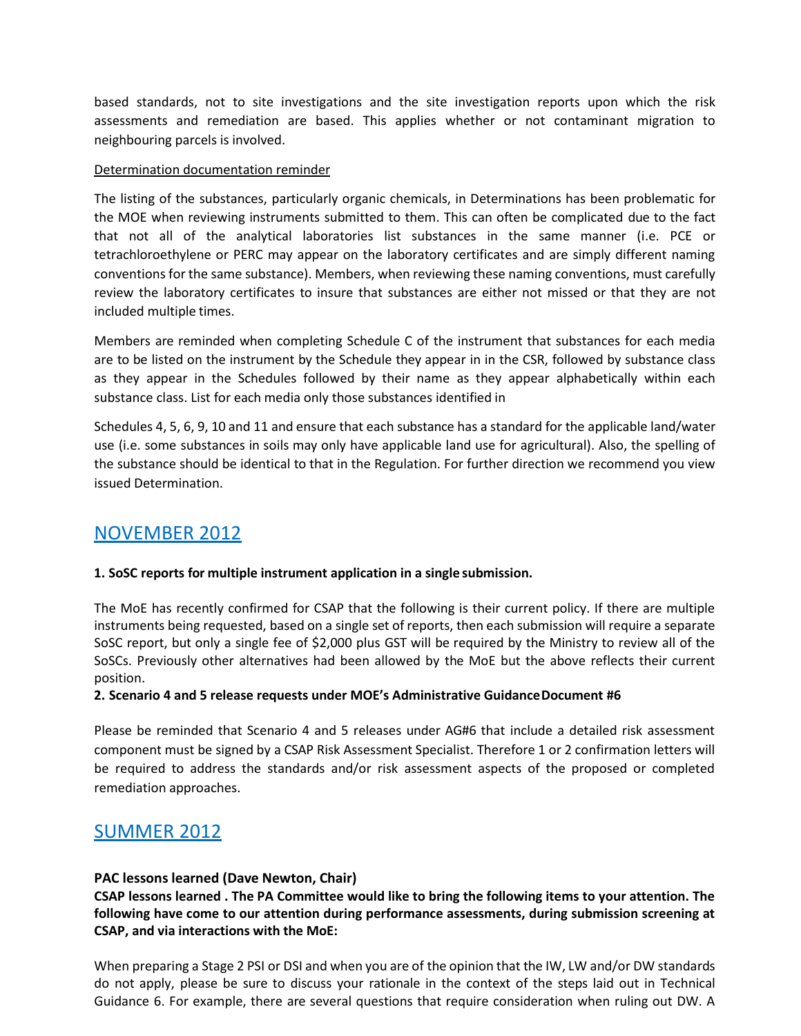based standards, not to site investigations and the site investigation reports upon which the risk assessments and remediation are based. This applies whether or not contaminant migration to neighbouring parcels is involved.

Determination documentation reminder

The listing of the substances, particularly organic chemicals, in Determinations has been problematic for the MOE when reviewing instruments submitted to them. This can often be complicated due to the fact that not all of the analytical laboratories list substances in the same manner (i.e. PCE or tetrachloroethylene or PERC may appear on the laboratory certificates and are simply different naming conventions for the same substance). Members, when reviewing these naming conventions, must carefully review the laboratory certificates to insure that substances are either not missed or that they are not included multiple times.

Members are reminded when completing Schedule C of the instrument that substances for each media are to be listed on the instrument by the Schedule they appear in in the CSR, followed by substance class as they appear in the Schedules followed by their name as they appear alphabetically within each substance class. List for each media only those substances identified in

Schedules 4, 5, 6, 9, 10 and 11 and ensure that each substance has a standard for the applicable land/water use (i.e. some substances in soils may only have applicable land use for agricultural). Also, the spelling of the substance should be identical to that in the Regulation. For further direction we recommend you view issued Determination.

## NOVEMBER 2012

**1. SoSC reports for multiple instrument application in a single submission.**

The MoE has recently confirmed for CSAP that the following is their current policy. If there are multiple instruments being requested, based on a single set of reports, then each submission will require a separate SoSC report, but only a single fee of $2,000 plus GST will be required by the Ministry to review all of the SoSCs. Previously other alternatives had been allowed by the MoE but the above reflects their current position.

**2. Scenario 4 and 5 release requests under MOE's Administrative Guidance Document #6**

Please be reminded that Scenario 4 and 5 releases under AG#6 that include a detailed risk assessment component must be signed by a CSAP Risk Assessment Specialist. Therefore 1 or 2 confirmation letters will be required to address the standards and/or risk assessment aspects of the proposed or completed remediation approaches.

## SUMMER 2012

**PAC lessons learned (Dave Newton, Chair)**

**CSAP lessons learned . The PA Committee would like to bring the following items to your attention. The following have come to our attention during performance assessments, during submission screening at CSAP, and via interactions with the MoE:**

When preparing a Stage 2 PSI or DSI and when you are of the opinion that the IW, LW and/or DW standards do not apply, please be sure to discuss your rationale in the context of the steps laid out in Technical Guidance 6. For example, there are several questions that require consideration when ruling out DW. A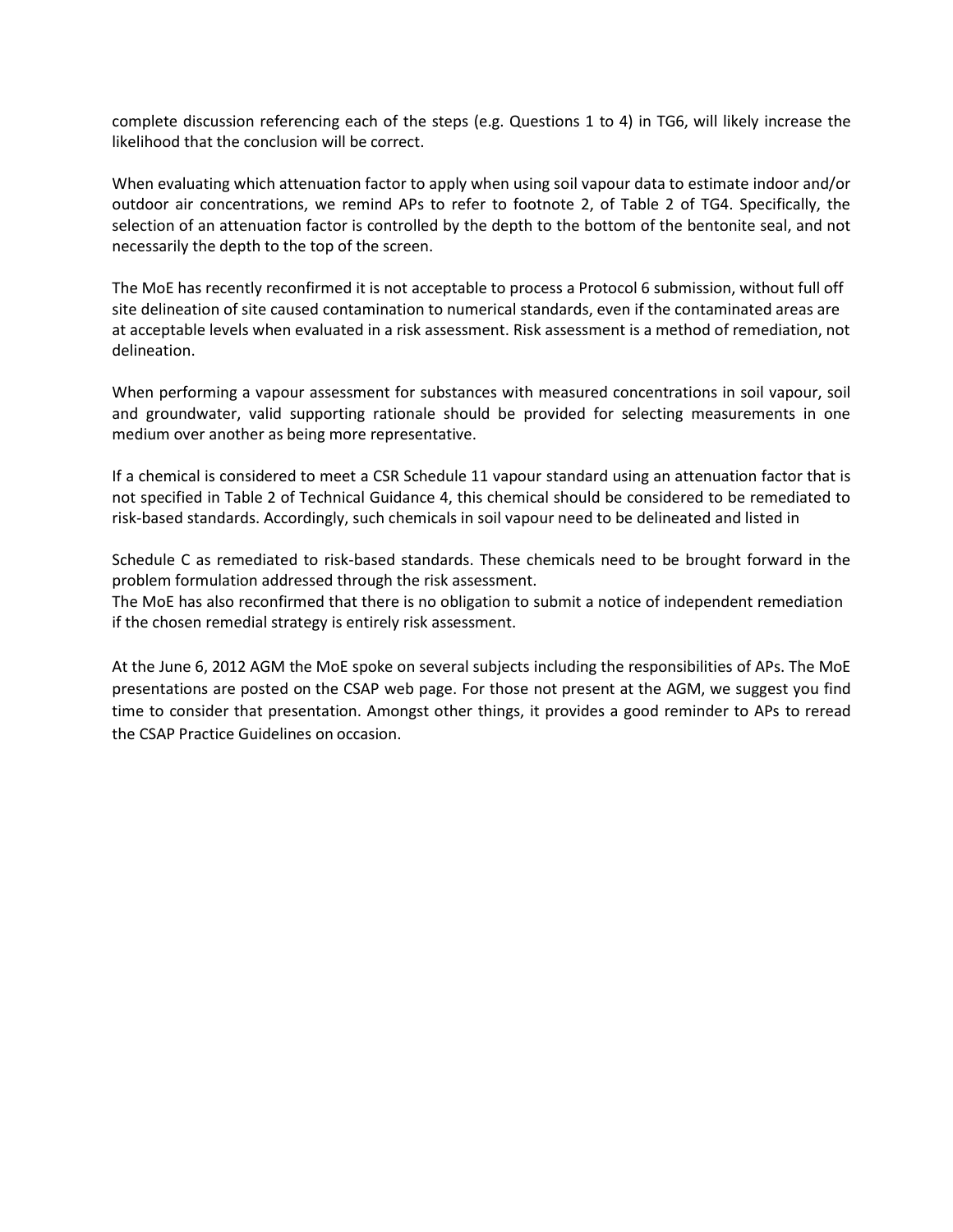complete discussion referencing each of the steps (e.g. Questions 1 to 4) in TG6, will likely increase the likelihood that the conclusion will be correct.

When evaluating which attenuation factor to apply when using soil vapour data to estimate indoor and/or outdoor air concentrations, we remind APs to refer to footnote 2, of Table 2 of TG4. Specifically, the selection of an attenuation factor is controlled by the depth to the bottom of the bentonite seal, and not necessarily the depth to the top of the screen.

The MoE has recently reconfirmed it is not acceptable to process a Protocol 6 submission, without full off site delineation of site caused contamination to numerical standards, even if the contaminated areas are at acceptable levels when evaluated in a risk assessment. Risk assessment is a method of remediation, not delineation.

When performing a vapour assessment for substances with measured concentrations in soil vapour, soil and groundwater, valid supporting rationale should be provided for selecting measurements in one medium over another as being more representative.

If a chemical is considered to meet a CSR Schedule 11 vapour standard using an attenuation factor that is not specified in Table 2 of Technical Guidance 4, this chemical should be considered to be remediated to risk-based standards. Accordingly, such chemicals in soil vapour need to be delineated and listed in

Schedule C as remediated to risk-based standards. These chemicals need to be brought forward in the problem formulation addressed through the risk assessment.
The MoE has also reconfirmed that there is no obligation to submit a notice of independent remediation if the chosen remedial strategy is entirely risk assessment.

At the June 6, 2012 AGM the MoE spoke on several subjects including the responsibilities of APs. The MoE presentations are posted on the CSAP web page. For those not present at the AGM, we suggest you find time to consider that presentation. Amongst other things, it provides a good reminder to APs to reread the CSAP Practice Guidelines on occasion.